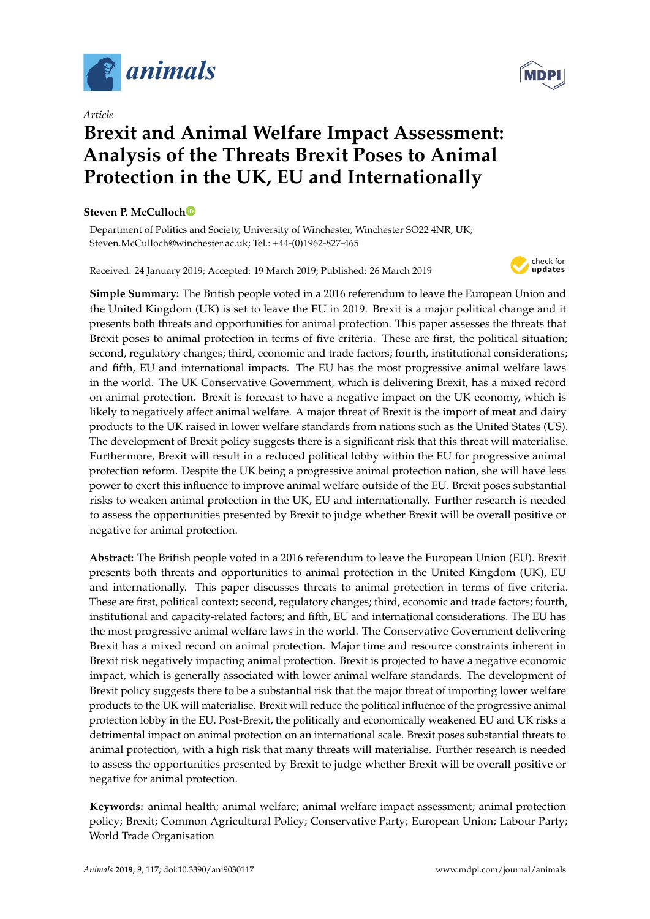*animals*

Article

# Brexit and Animal Welfare Impact Assessment: Analysis of the Threats Brexit Poses to Animal Protection in the UK, EU and Internationally

**Steven P. McCulloch**

Department of Politics and Society, University of Winchester, Winchester SO22 4NR, UK; Steven.McCulloch@winchester.ac.uk; Tel.: +44-(0)1962-827-465

Received: 24 January 2019; Accepted: 19 March 2019; Published: 26 March 2019

**Simple Summary:** The British people voted in a 2016 referendum to leave the European Union and the United Kingdom (UK) is set to leave the EU in 2019. Brexit is a major political change and it presents both threats and opportunities for animal protection. This paper assesses the threats that Brexit poses to animal protection in terms of five criteria. These are first, the political situation; second, regulatory changes; third, economic and trade factors; fourth, institutional considerations; and fifth, EU and international impacts. The EU has the most progressive animal welfare laws in the world. The UK Conservative Government, which is delivering Brexit, has a mixed record on animal protection. Brexit is forecast to have a negative impact on the UK economy, which is likely to negatively affect animal welfare. A major threat of Brexit is the import of meat and dairy products to the UK raised in lower welfare standards from nations such as the United States (US). The development of Brexit policy suggests there is a significant risk that this threat will materialise. Furthermore, Brexit will result in a reduced political lobby within the EU for progressive animal protection reform. Despite the UK being a progressive animal protection nation, she will have less power to exert this influence to improve animal welfare outside of the EU. Brexit poses substantial risks to weaken animal protection in the UK, EU and internationally. Further research is needed to assess the opportunities presented by Brexit to judge whether Brexit will be overall positive or negative for animal protection.

**Abstract:** The British people voted in a 2016 referendum to leave the European Union (EU). Brexit presents both threats and opportunities to animal protection in the United Kingdom (UK), EU and internationally. This paper discusses threats to animal protection in terms of five criteria. These are first, political context; second, regulatory changes; third, economic and trade factors; fourth, institutional and capacity-related factors; and fifth, EU and international considerations. The EU has the most progressive animal welfare laws in the world. The Conservative Government delivering Brexit has a mixed record on animal protection. Major time and resource constraints inherent in Brexit risk negatively impacting animal protection. Brexit is projected to have a negative economic impact, which is generally associated with lower animal welfare standards. The development of Brexit policy suggests there to be a substantial risk that the major threat of importing lower welfare products to the UK will materialise. Brexit will reduce the political influence of the progressive animal protection lobby in the EU. Post-Brexit, the politically and economically weakened EU and UK risks a detrimental impact on animal protection on an international scale. Brexit poses substantial threats to animal protection, with a high risk that many threats will materialise. Further research is needed to assess the opportunities presented by Brexit to judge whether Brexit will be overall positive or negative for animal protection.

**Keywords:** animal health; animal welfare; animal welfare impact assessment; animal protection policy; Brexit; Common Agricultural Policy; Conservative Party; European Union; Labour Party; World Trade Organisation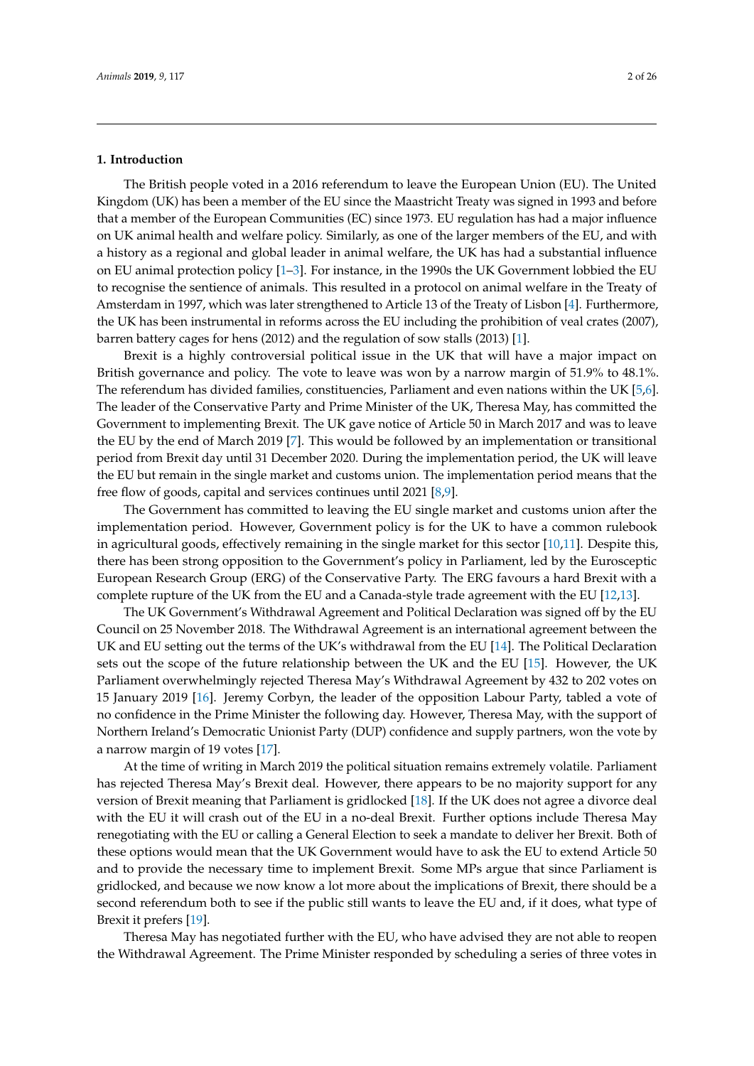## 1. Introduction

The British people voted in a 2016 referendum to leave the European Union (EU). The United Kingdom (UK) has been a member of the EU since the Maastricht Treaty was signed in 1993 and before that a member of the European Communities (EC) since 1973. EU regulation has had a major influence on UK animal health and welfare policy. Similarly, as one of the larger members of the EU, and with a history as a regional and global leader in animal welfare, the UK has had a substantial influence on EU animal protection policy [1–3]. For instance, in the 1990s the UK Government lobbied the EU to recognise the sentience of animals. This resulted in a protocol on animal welfare in the Treaty of Amsterdam in 1997, which was later strengthened to Article 13 of the Treaty of Lisbon [4]. Furthermore, the UK has been instrumental in reforms across the EU including the prohibition of veal crates (2007), barren battery cages for hens (2012) and the regulation of sow stalls (2013) [1].

Brexit is a highly controversial political issue in the UK that will have a major impact on British governance and policy. The vote to leave was won by a narrow margin of 51.9% to 48.1%. The referendum has divided families, constituencies, Parliament and even nations within the UK [5,6]. The leader of the Conservative Party and Prime Minister of the UK, Theresa May, has committed the Government to implementing Brexit. The UK gave notice of Article 50 in March 2017 and was to leave the EU by the end of March 2019 [7]. This would be followed by an implementation or transitional period from Brexit day until 31 December 2020. During the implementation period, the UK will leave the EU but remain in the single market and customs union. The implementation period means that the free flow of goods, capital and services continues until 2021 [8,9].

The Government has committed to leaving the EU single market and customs union after the implementation period. However, Government policy is for the UK to have a common rulebook in agricultural goods, effectively remaining in the single market for this sector [10,11]. Despite this, there has been strong opposition to the Government's policy in Parliament, led by the Eurosceptic European Research Group (ERG) of the Conservative Party. The ERG favours a hard Brexit with a complete rupture of the UK from the EU and a Canada-style trade agreement with the EU [12,13].

The UK Government's Withdrawal Agreement and Political Declaration was signed off by the EU Council on 25 November 2018. The Withdrawal Agreement is an international agreement between the UK and EU setting out the terms of the UK's withdrawal from the EU [14]. The Political Declaration sets out the scope of the future relationship between the UK and the EU [15]. However, the UK Parliament overwhelmingly rejected Theresa May's Withdrawal Agreement by 432 to 202 votes on 15 January 2019 [16]. Jeremy Corbyn, the leader of the opposition Labour Party, tabled a vote of no confidence in the Prime Minister the following day. However, Theresa May, with the support of Northern Ireland's Democratic Unionist Party (DUP) confidence and supply partners, won the vote by a narrow margin of 19 votes [17].

At the time of writing in March 2019 the political situation remains extremely volatile. Parliament has rejected Theresa May's Brexit deal. However, there appears to be no majority support for any version of Brexit meaning that Parliament is gridlocked [18]. If the UK does not agree a divorce deal with the EU it will crash out of the EU in a no-deal Brexit. Further options include Theresa May renegotiating with the EU or calling a General Election to seek a mandate to deliver her Brexit. Both of these options would mean that the UK Government would have to ask the EU to extend Article 50 and to provide the necessary time to implement Brexit. Some MPs argue that since Parliament is gridlocked, and because we now know a lot more about the implications of Brexit, there should be a second referendum both to see if the public still wants to leave the EU and, if it does, what type of Brexit it prefers [19].

Theresa May has negotiated further with the EU, who have advised they are not able to reopen the Withdrawal Agreement. The Prime Minister responded by scheduling a series of three votes in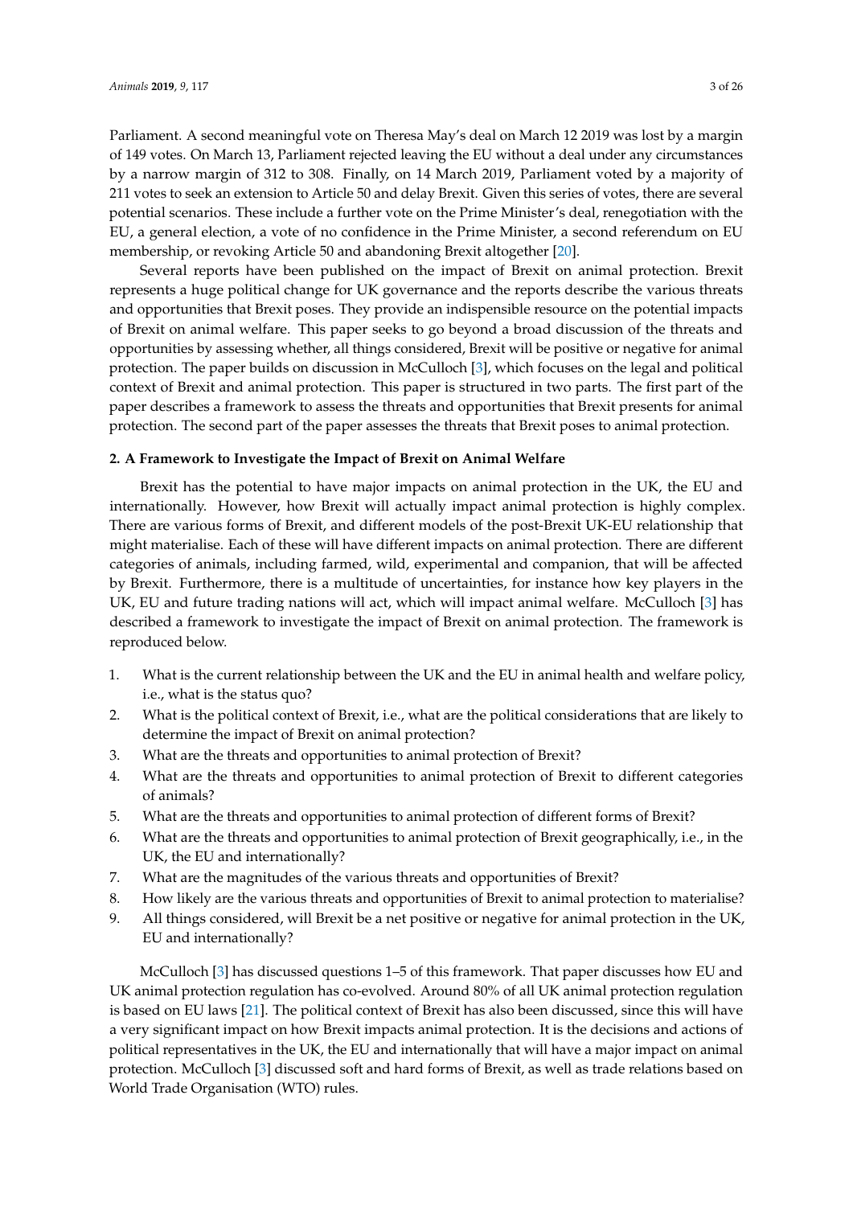Parliament. A second meaningful vote on Theresa May's deal on March 12 2019 was lost by a margin of 149 votes. On March 13, Parliament rejected leaving the EU without a deal under any circumstances by a narrow margin of 312 to 308. Finally, on 14 March 2019, Parliament voted by a majority of 211 votes to seek an extension to Article 50 and delay Brexit. Given this series of votes, there are several potential scenarios. These include a further vote on the Prime Minister's deal, renegotiation with the EU, a general election, a vote of no confidence in the Prime Minister, a second referendum on EU membership, or revoking Article 50 and abandoning Brexit altogether [20].

Several reports have been published on the impact of Brexit on animal protection. Brexit represents a huge political change for UK governance and the reports describe the various threats and opportunities that Brexit poses. They provide an indispensible resource on the potential impacts of Brexit on animal welfare. This paper seeks to go beyond a broad discussion of the threats and opportunities by assessing whether, all things considered, Brexit will be positive or negative for animal protection. The paper builds on discussion in McCulloch [3], which focuses on the legal and political context of Brexit and animal protection. This paper is structured in two parts. The first part of the paper describes a framework to assess the threats and opportunities that Brexit presents for animal protection. The second part of the paper assesses the threats that Brexit poses to animal protection.

## 2. A Framework to Investigate the Impact of Brexit on Animal Welfare

Brexit has the potential to have major impacts on animal protection in the UK, the EU and internationally. However, how Brexit will actually impact animal protection is highly complex. There are various forms of Brexit, and different models of the post-Brexit UK-EU relationship that might materialise. Each of these will have different impacts on animal protection. There are different categories of animals, including farmed, wild, experimental and companion, that will be affected by Brexit. Furthermore, there is a multitude of uncertainties, for instance how key players in the UK, EU and future trading nations will act, which will impact animal welfare. McCulloch [3] has described a framework to investigate the impact of Brexit on animal protection. The framework is reproduced below.

1. What is the current relationship between the UK and the EU in animal health and welfare policy, i.e., what is the status quo?
2. What is the political context of Brexit, i.e., what are the political considerations that are likely to determine the impact of Brexit on animal protection?
3. What are the threats and opportunities to animal protection of Brexit?
4. What are the threats and opportunities to animal protection of Brexit to different categories of animals?
5. What are the threats and opportunities to animal protection of different forms of Brexit?
6. What are the threats and opportunities to animal protection of Brexit geographically, i.e., in the UK, the EU and internationally?
7. What are the magnitudes of the various threats and opportunities of Brexit?
8. How likely are the various threats and opportunities of Brexit to animal protection to materialise?
9. All things considered, will Brexit be a net positive or negative for animal protection in the UK, EU and internationally?

McCulloch [3] has discussed questions 1–5 of this framework. That paper discusses how EU and UK animal protection regulation has co-evolved. Around 80% of all UK animal protection regulation is based on EU laws [21]. The political context of Brexit has also been discussed, since this will have a very significant impact on how Brexit impacts animal protection. It is the decisions and actions of political representatives in the UK, the EU and internationally that will have a major impact on animal protection. McCulloch [3] discussed soft and hard forms of Brexit, as well as trade relations based on World Trade Organisation (WTO) rules.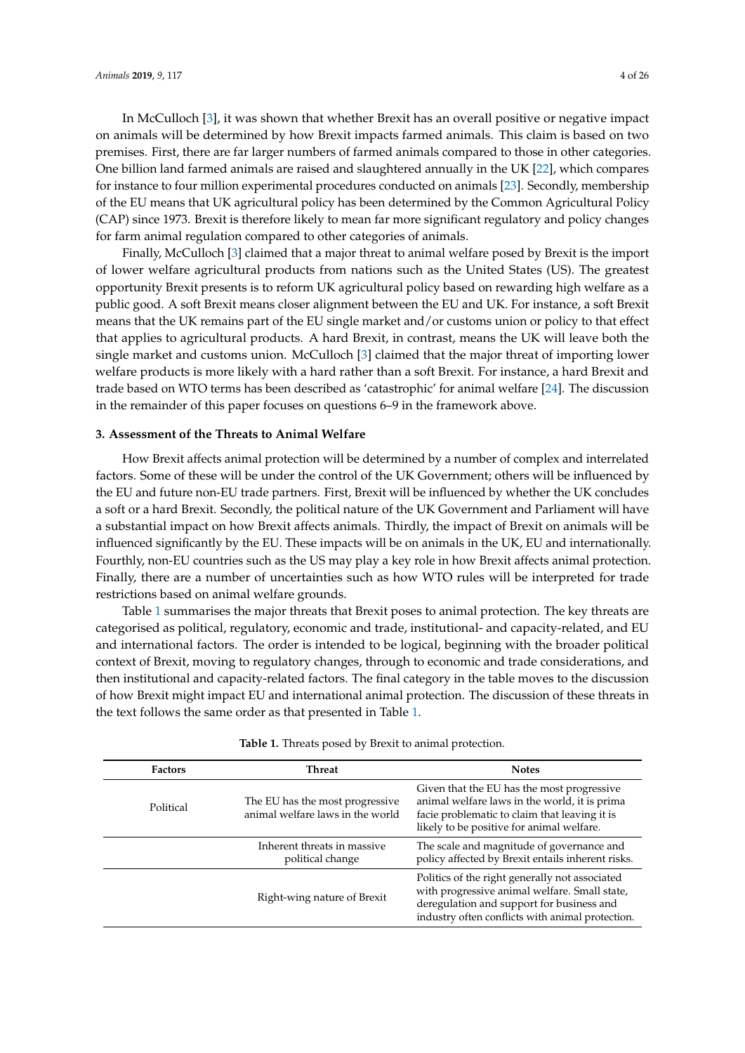In McCulloch [3], it was shown that whether Brexit has an overall positive or negative impact on animals will be determined by how Brexit impacts farmed animals. This claim is based on two premises. First, there are far larger numbers of farmed animals compared to those in other categories. One billion land farmed animals are raised and slaughtered annually in the UK [22], which compares for instance to four million experimental procedures conducted on animals [23]. Secondly, membership of the EU means that UK agricultural policy has been determined by the Common Agricultural Policy (CAP) since 1973. Brexit is therefore likely to mean far more significant regulatory and policy changes for farm animal regulation compared to other categories of animals.

Finally, McCulloch [3] claimed that a major threat to animal welfare posed by Brexit is the import of lower welfare agricultural products from nations such as the United States (US). The greatest opportunity Brexit presents is to reform UK agricultural policy based on rewarding high welfare as a public good. A soft Brexit means closer alignment between the EU and UK. For instance, a soft Brexit means that the UK remains part of the EU single market and/or customs union or policy to that effect that applies to agricultural products. A hard Brexit, in contrast, means the UK will leave both the single market and customs union. McCulloch [3] claimed that the major threat of importing lower welfare products is more likely with a hard rather than a soft Brexit. For instance, a hard Brexit and trade based on WTO terms has been described as 'catastrophic' for animal welfare [24]. The discussion in the remainder of this paper focuses on questions 6–9 in the framework above.

## 3. Assessment of the Threats to Animal Welfare

How Brexit affects animal protection will be determined by a number of complex and interrelated factors. Some of these will be under the control of the UK Government; others will be influenced by the EU and future non-EU trade partners. First, Brexit will be influenced by whether the UK concludes a soft or a hard Brexit. Secondly, the political nature of the UK Government and Parliament will have a substantial impact on how Brexit affects animals. Thirdly, the impact of Brexit on animals will be influenced significantly by the EU. These impacts will be on animals in the UK, EU and internationally. Fourthly, non-EU countries such as the US may play a key role in how Brexit affects animal protection. Finally, there are a number of uncertainties such as how WTO rules will be interpreted for trade restrictions based on animal welfare grounds.

Table 1 summarises the major threats that Brexit poses to animal protection. The key threats are categorised as political, regulatory, economic and trade, institutional- and capacity-related, and EU and international factors. The order is intended to be logical, beginning with the broader political context of Brexit, moving to regulatory changes, through to economic and trade considerations, and then institutional and capacity-related factors. The final category in the table moves to the discussion of how Brexit might impact EU and international animal protection. The discussion of these threats in the text follows the same order as that presented in Table 1.

**Table 1.** Threats posed by Brexit to animal protection.

| Factors | Threat | Notes |
|---|---|---|
| Political | The EU has the most progressive animal welfare laws in the world | Given that the EU has the most progressive animal welfare laws in the world, it is prima facie problematic to claim that leaving it is likely to be positive for animal welfare. |
| | Inherent threats in massive political change | The scale and magnitude of governance and policy affected by Brexit entails inherent risks. |
| | Right-wing nature of Brexit | Politics of the right generally not associated with progressive animal welfare. Small state, deregulation and support for business and industry often conflicts with animal protection. |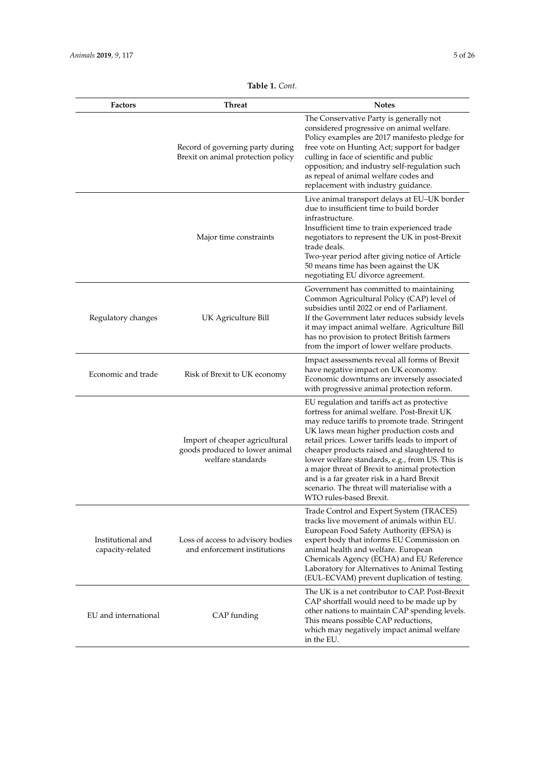**Table 1.** *Cont.*

| Factors | Threat | Notes |
| --- | --- | --- |
| | Record of governing party during Brexit on animal protection policy | The Conservative Party is generally not considered progressive on animal welfare. Policy examples are 2017 manifesto pledge for free vote on Hunting Act; support for badger culling in face of scientific and public opposition; and industry self-regulation such as repeal of animal welfare codes and replacement with industry guidance. |
| | Major time constraints | Live animal transport delays at EU–UK border due to insufficient time to build border infrastructure. Insufficient time to train experienced trade negotiators to represent the UK in post-Brexit trade deals. Two-year period after giving notice of Article 50 means time has been against the UK negotiating EU divorce agreement. |
| Regulatory changes | UK Agriculture Bill | Government has committed to maintaining Common Agricultural Policy (CAP) level of subsidies until 2022 or end of Parliament. If the Government later reduces subsidy levels it may impact animal welfare. Agriculture Bill has no provision to protect British farmers from the import of lower welfare products. |
| Economic and trade | Risk of Brexit to UK economy | Impact assessments reveal all forms of Brexit have negative impact on UK economy. Economic downturns are inversely associated with progressive animal protection reform. |
| | Import of cheaper agricultural goods produced to lower animal welfare standards | EU regulation and tariffs act as protective fortress for animal welfare. Post-Brexit UK may reduce tariffs to promote trade. Stringent UK laws mean higher production costs and retail prices. Lower tariffs leads to import of cheaper products raised and slaughtered to lower welfare standards, e.g., from US. This is a major threat of Brexit to animal protection and is a far greater risk in a hard Brexit scenario. The threat will materialise with a WTO rules-based Brexit. |
| Institutional and capacity-related | Loss of access to advisory bodies and enforcement institutions | Trade Control and Expert System (TRACES) tracks live movement of animals within EU. European Food Safety Authority (EFSA) is expert body that informs EU Commission on animal health and welfare. European Chemicals Agency (ECHA) and EU Reference Laboratory for Alternatives to Animal Testing (EUL-ECVAM) prevent duplication of testing. |
| EU and international | CAP funding | The UK is a net contributor to CAP. Post-Brexit CAP shortfall would need to be made up by other nations to maintain CAP spending levels. This means possible CAP reductions, which may negatively impact animal welfare in the EU. |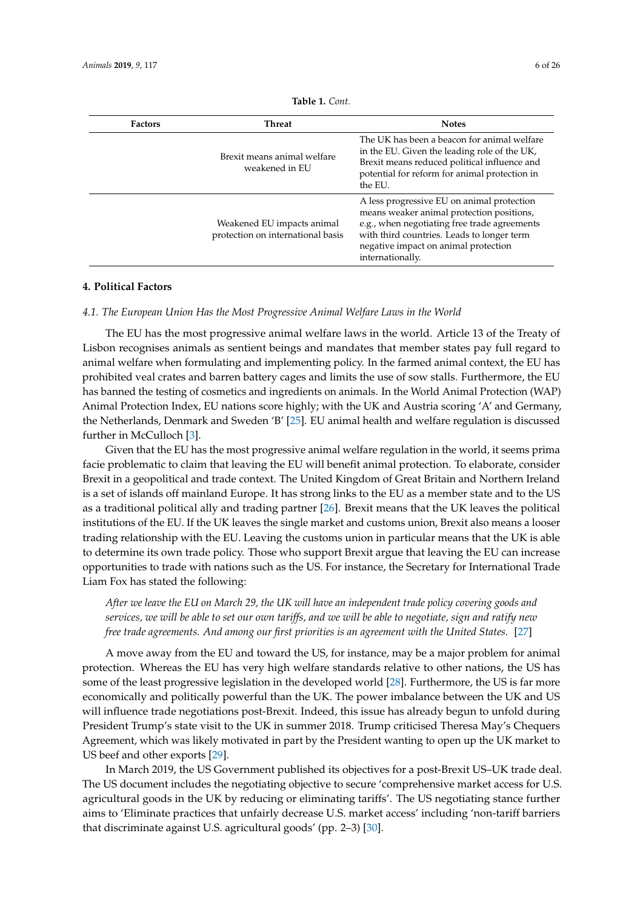**Table 1.** *Cont.*

| Factors | Threat | Notes |
| --- | --- | --- |
| | Brexit means animal welfare weakened in EU | The UK has been a beacon for animal welfare in the EU. Given the leading role of the UK, Brexit means reduced political influence and potential for reform for animal protection in the EU. |
| | Weakened EU impacts animal protection on international basis | A less progressive EU on animal protection means weaker animal protection positions, e.g., when negotiating free trade agreements with third countries. Leads to longer term negative impact on animal protection internationally. |

## 4. Political Factors

### *4.1. The European Union Has the Most Progressive Animal Welfare Laws in the World*

The EU has the most progressive animal welfare laws in the world. Article 13 of the Treaty of Lisbon recognises animals as sentient beings and mandates that member states pay full regard to animal welfare when formulating and implementing policy. In the farmed animal context, the EU has prohibited veal crates and barren battery cages and limits the use of sow stalls. Furthermore, the EU has banned the testing of cosmetics and ingredients on animals. In the World Animal Protection (WAP) Animal Protection Index, EU nations score highly; with the UK and Austria scoring 'A' and Germany, the Netherlands, Denmark and Sweden 'B' [25]. EU animal health and welfare regulation is discussed further in McCulloch [3].

Given that the EU has the most progressive animal welfare regulation in the world, it seems prima facie problematic to claim that leaving the EU will benefit animal protection. To elaborate, consider Brexit in a geopolitical and trade context. The United Kingdom of Great Britain and Northern Ireland is a set of islands off mainland Europe. It has strong links to the EU as a member state and to the US as a traditional political ally and trading partner [26]. Brexit means that the UK leaves the political institutions of the EU. If the UK leaves the single market and customs union, Brexit also means a looser trading relationship with the EU. Leaving the customs union in particular means that the UK is able to determine its own trade policy. Those who support Brexit argue that leaving the EU can increase opportunities to trade with nations such as the US. For instance, the Secretary for International Trade Liam Fox has stated the following:

> *After we leave the EU on March 29, the UK will have an independent trade policy covering goods and services, we will be able to set our own tariffs, and we will be able to negotiate, sign and ratify new free trade agreements. And among our first priorities is an agreement with the United States.* [27]

A move away from the EU and toward the US, for instance, may be a major problem for animal protection. Whereas the EU has very high welfare standards relative to other nations, the US has some of the least progressive legislation in the developed world [28]. Furthermore, the US is far more economically and politically powerful than the UK. The power imbalance between the UK and US will influence trade negotiations post-Brexit. Indeed, this issue has already begun to unfold during President Trump's state visit to the UK in summer 2018. Trump criticised Theresa May's Chequers Agreement, which was likely motivated in part by the President wanting to open up the UK market to US beef and other exports [29].

In March 2019, the US Government published its objectives for a post-Brexit US–UK trade deal. The US document includes the negotiating objective to secure 'comprehensive market access for U.S. agricultural goods in the UK by reducing or eliminating tariffs'. The US negotiating stance further aims to 'Eliminate practices that unfairly decrease U.S. market access' including 'non-tariff barriers that discriminate against U.S. agricultural goods' (pp. 2–3) [30].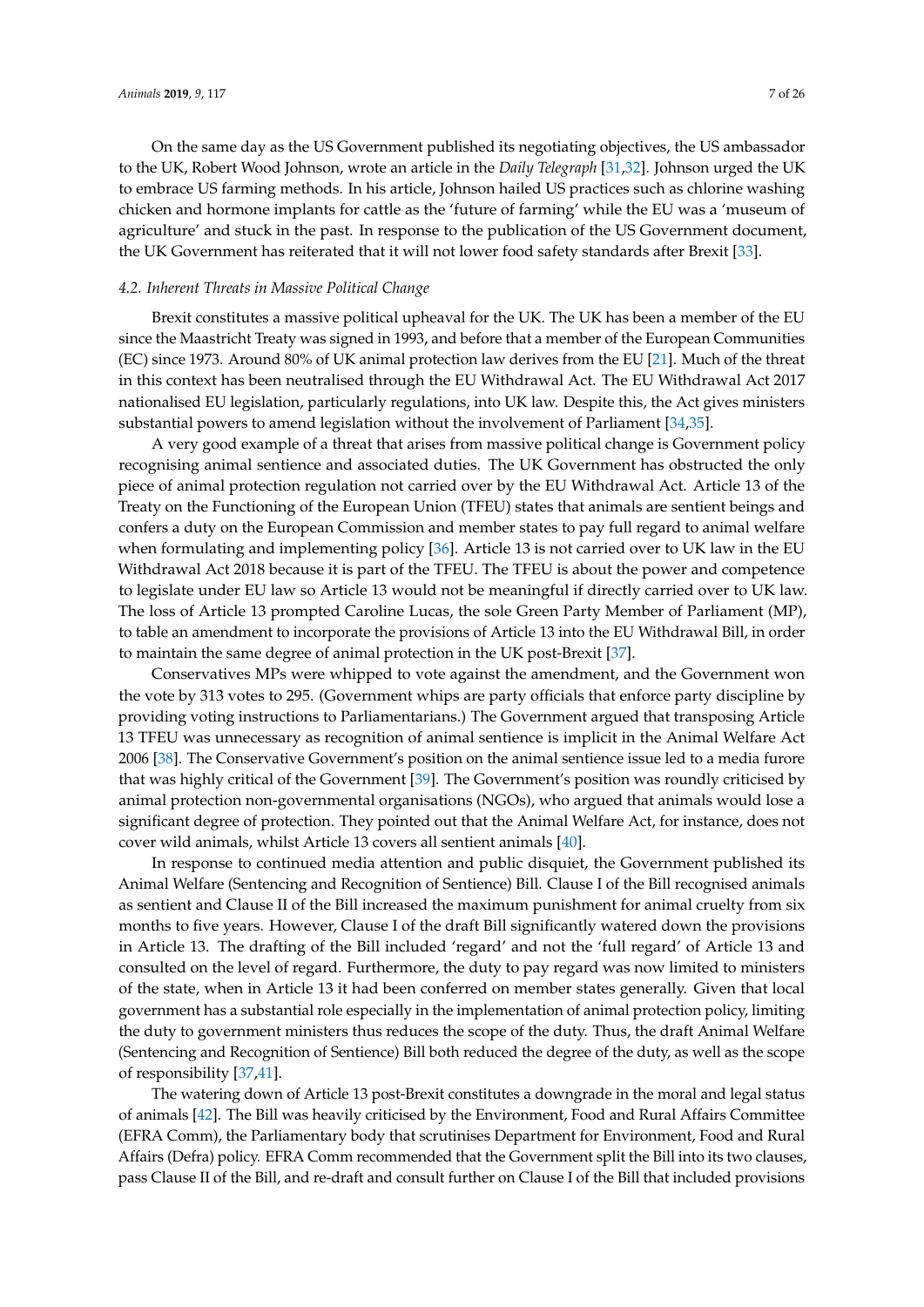On the same day as the US Government published its negotiating objectives, the US ambassador to the UK, Robert Wood Johnson, wrote an article in the *Daily Telegraph* [31,32]. Johnson urged the UK to embrace US farming methods. In his article, Johnson hailed US practices such as chlorine washing chicken and hormone implants for cattle as the 'future of farming' while the EU was a 'museum of agriculture' and stuck in the past. In response to the publication of the US Government document, the UK Government has reiterated that it will not lower food safety standards after Brexit [33].

### *4.2. Inherent Threats in Massive Political Change*

Brexit constitutes a massive political upheaval for the UK. The UK has been a member of the EU since the Maastricht Treaty was signed in 1993, and before that a member of the European Communities (EC) since 1973. Around 80% of UK animal protection law derives from the EU [21]. Much of the threat in this context has been neutralised through the EU Withdrawal Act. The EU Withdrawal Act 2017 nationalised EU legislation, particularly regulations, into UK law. Despite this, the Act gives ministers substantial powers to amend legislation without the involvement of Parliament [34,35].

A very good example of a threat that arises from massive political change is Government policy recognising animal sentience and associated duties. The UK Government has obstructed the only piece of animal protection regulation not carried over by the EU Withdrawal Act. Article 13 of the Treaty on the Functioning of the European Union (TFEU) states that animals are sentient beings and confers a duty on the European Commission and member states to pay full regard to animal welfare when formulating and implementing policy [36]. Article 13 is not carried over to UK law in the EU Withdrawal Act 2018 because it is part of the TFEU. The TFEU is about the power and competence to legislate under EU law so Article 13 would not be meaningful if directly carried over to UK law. The loss of Article 13 prompted Caroline Lucas, the sole Green Party Member of Parliament (MP), to table an amendment to incorporate the provisions of Article 13 into the EU Withdrawal Bill, in order to maintain the same degree of animal protection in the UK post-Brexit [37].

Conservatives MPs were whipped to vote against the amendment, and the Government won the vote by 313 votes to 295. (Government whips are party officials that enforce party discipline by providing voting instructions to Parliamentarians.) The Government argued that transposing Article 13 TFEU was unnecessary as recognition of animal sentience is implicit in the Animal Welfare Act 2006 [38]. The Conservative Government's position on the animal sentience issue led to a media furore that was highly critical of the Government [39]. The Government's position was roundly criticised by animal protection non-governmental organisations (NGOs), who argued that animals would lose a significant degree of protection. They pointed out that the Animal Welfare Act, for instance, does not cover wild animals, whilst Article 13 covers all sentient animals [40].

In response to continued media attention and public disquiet, the Government published its Animal Welfare (Sentencing and Recognition of Sentience) Bill. Clause I of the Bill recognised animals as sentient and Clause II of the Bill increased the maximum punishment for animal cruelty from six months to five years. However, Clause I of the draft Bill significantly watered down the provisions in Article 13. The drafting of the Bill included 'regard' and not the 'full regard' of Article 13 and consulted on the level of regard. Furthermore, the duty to pay regard was now limited to ministers of the state, when in Article 13 it had been conferred on member states generally. Given that local government has a substantial role especially in the implementation of animal protection policy, limiting the duty to government ministers thus reduces the scope of the duty. Thus, the draft Animal Welfare (Sentencing and Recognition of Sentience) Bill both reduced the degree of the duty, as well as the scope of responsibility [37,41].

The watering down of Article 13 post-Brexit constitutes a downgrade in the moral and legal status of animals [42]. The Bill was heavily criticised by the Environment, Food and Rural Affairs Committee (EFRA Comm), the Parliamentary body that scrutinises Department for Environment, Food and Rural Affairs (Defra) policy. EFRA Comm recommended that the Government split the Bill into its two clauses, pass Clause II of the Bill, and re-draft and consult further on Clause I of the Bill that included provisions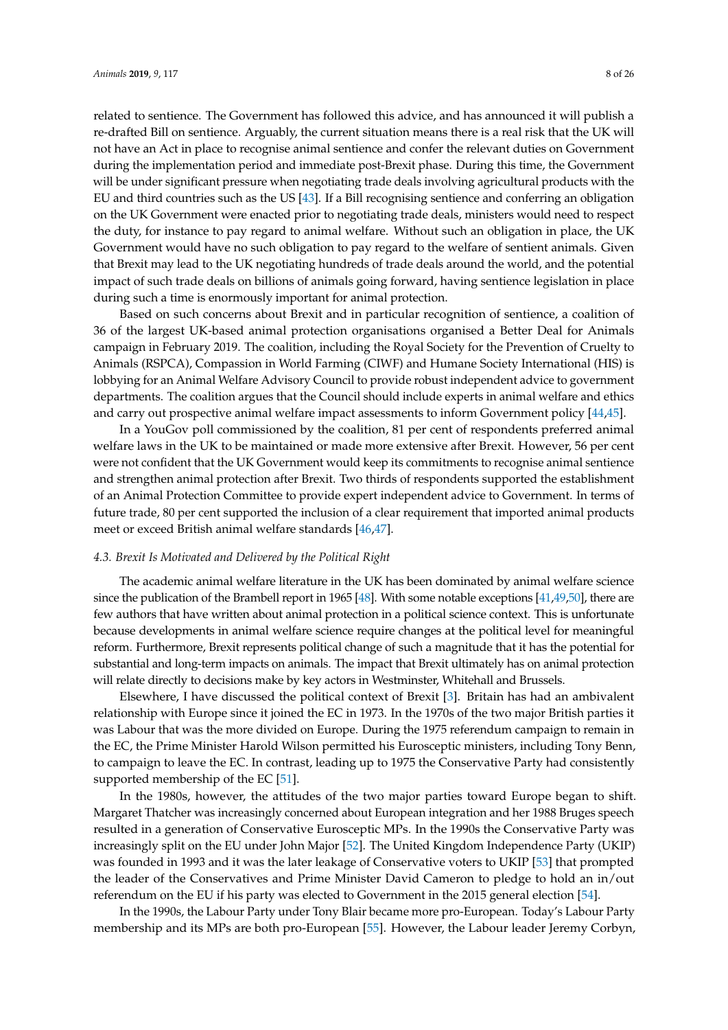related to sentience. The Government has followed this advice, and has announced it will publish a re-drafted Bill on sentience. Arguably, the current situation means there is a real risk that the UK will not have an Act in place to recognise animal sentience and confer the relevant duties on Government during the implementation period and immediate post-Brexit phase. During this time, the Government will be under significant pressure when negotiating trade deals involving agricultural products with the EU and third countries such as the US [43]. If a Bill recognising sentience and conferring an obligation on the UK Government were enacted prior to negotiating trade deals, ministers would need to respect the duty, for instance to pay regard to animal welfare. Without such an obligation in place, the UK Government would have no such obligation to pay regard to the welfare of sentient animals. Given that Brexit may lead to the UK negotiating hundreds of trade deals around the world, and the potential impact of such trade deals on billions of animals going forward, having sentience legislation in place during such a time is enormously important for animal protection.

Based on such concerns about Brexit and in particular recognition of sentience, a coalition of 36 of the largest UK-based animal protection organisations organised a Better Deal for Animals campaign in February 2019. The coalition, including the Royal Society for the Prevention of Cruelty to Animals (RSPCA), Compassion in World Farming (CIWF) and Humane Society International (HIS) is lobbying for an Animal Welfare Advisory Council to provide robust independent advice to government departments. The coalition argues that the Council should include experts in animal welfare and ethics and carry out prospective animal welfare impact assessments to inform Government policy [44,45].

In a YouGov poll commissioned by the coalition, 81 per cent of respondents preferred animal welfare laws in the UK to be maintained or made more extensive after Brexit. However, 56 per cent were not confident that the UK Government would keep its commitments to recognise animal sentience and strengthen animal protection after Brexit. Two thirds of respondents supported the establishment of an Animal Protection Committee to provide expert independent advice to Government. In terms of future trade, 80 per cent supported the inclusion of a clear requirement that imported animal products meet or exceed British animal welfare standards [46,47].

### 4.3. Brexit Is Motivated and Delivered by the Political Right

The academic animal welfare literature in the UK has been dominated by animal welfare science since the publication of the Brambell report in 1965 [48]. With some notable exceptions [41,49,50], there are few authors that have written about animal protection in a political science context. This is unfortunate because developments in animal welfare science require changes at the political level for meaningful reform. Furthermore, Brexit represents political change of such a magnitude that it has the potential for substantial and long-term impacts on animals. The impact that Brexit ultimately has on animal protection will relate directly to decisions make by key actors in Westminster, Whitehall and Brussels.

Elsewhere, I have discussed the political context of Brexit [3]. Britain has had an ambivalent relationship with Europe since it joined the EC in 1973. In the 1970s of the two major British parties it was Labour that was the more divided on Europe. During the 1975 referendum campaign to remain in the EC, the Prime Minister Harold Wilson permitted his Eurosceptic ministers, including Tony Benn, to campaign to leave the EC. In contrast, leading up to 1975 the Conservative Party had consistently supported membership of the EC [51].

In the 1980s, however, the attitudes of the two major parties toward Europe began to shift. Margaret Thatcher was increasingly concerned about European integration and her 1988 Bruges speech resulted in a generation of Conservative Eurosceptic MPs. In the 1990s the Conservative Party was increasingly split on the EU under John Major [52]. The United Kingdom Independence Party (UKIP) was founded in 1993 and it was the later leakage of Conservative voters to UKIP [53] that prompted the leader of the Conservatives and Prime Minister David Cameron to pledge to hold an in/out referendum on the EU if his party was elected to Government in the 2015 general election [54].

In the 1990s, the Labour Party under Tony Blair became more pro-European. Today's Labour Party membership and its MPs are both pro-European [55]. However, the Labour leader Jeremy Corbyn,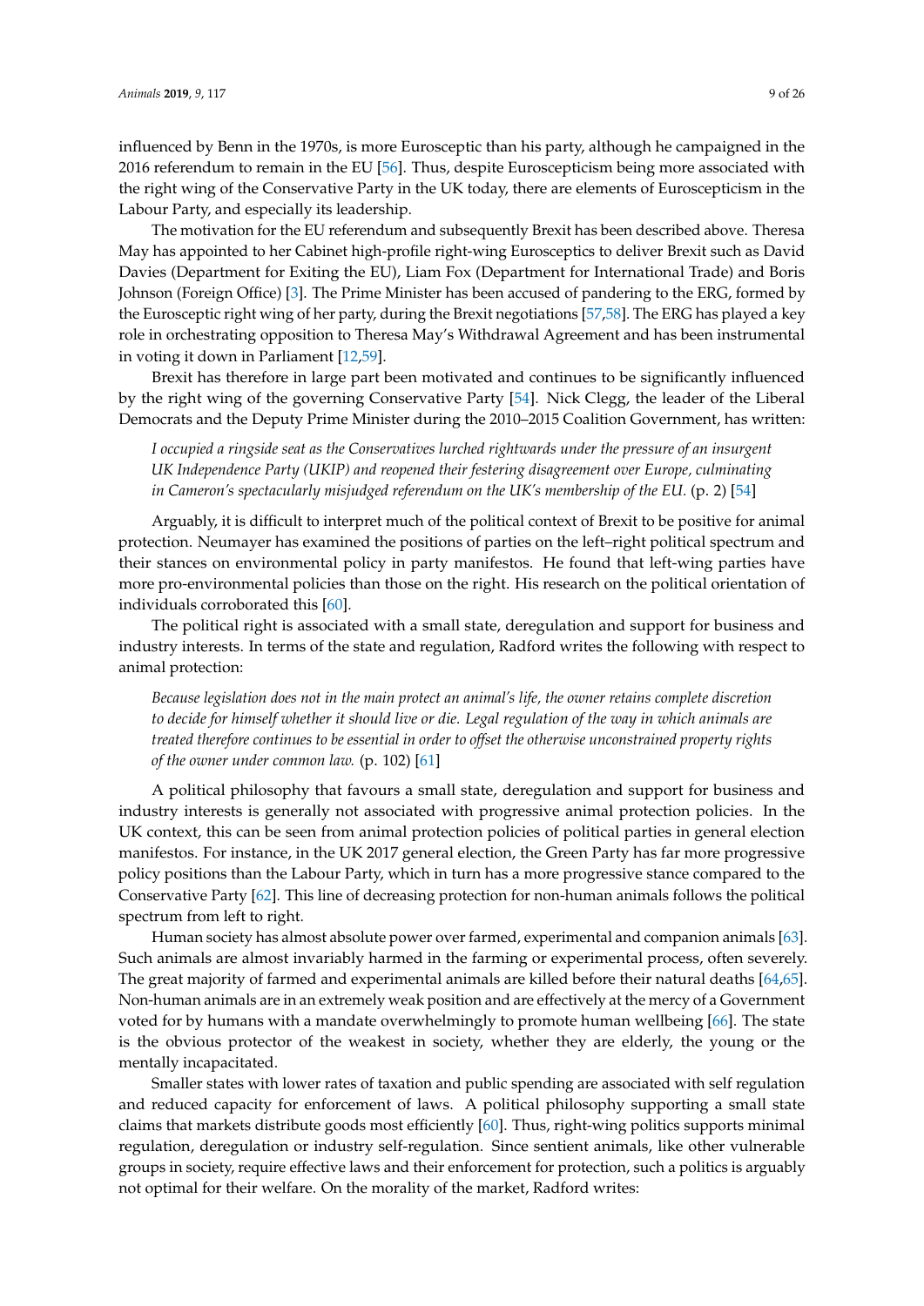influenced by Benn in the 1970s, is more Eurosceptic than his party, although he campaigned in the 2016 referendum to remain in the EU [56]. Thus, despite Euroscepticism being more associated with the right wing of the Conservative Party in the UK today, there are elements of Euroscepticism in the Labour Party, and especially its leadership.

The motivation for the EU referendum and subsequently Brexit has been described above. Theresa May has appointed to her Cabinet high-profile right-wing Eurosceptics to deliver Brexit such as David Davies (Department for Exiting the EU), Liam Fox (Department for International Trade) and Boris Johnson (Foreign Office) [3]. The Prime Minister has been accused of pandering to the ERG, formed by the Eurosceptic right wing of her party, during the Brexit negotiations [57,58]. The ERG has played a key role in orchestrating opposition to Theresa May's Withdrawal Agreement and has been instrumental in voting it down in Parliament [12,59].

Brexit has therefore in large part been motivated and continues to be significantly influenced by the right wing of the governing Conservative Party [54]. Nick Clegg, the leader of the Liberal Democrats and the Deputy Prime Minister during the 2010–2015 Coalition Government, has written:

> *I occupied a ringside seat as the Conservatives lurched rightwards under the pressure of an insurgent UK Independence Party (UKIP) and reopened their festering disagreement over Europe, culminating in Cameron's spectacularly misjudged referendum on the UK's membership of the EU.* (p. 2) [54]

Arguably, it is difficult to interpret much of the political context of Brexit to be positive for animal protection. Neumayer has examined the positions of parties on the left–right political spectrum and their stances on environmental policy in party manifestos. He found that left-wing parties have more pro-environmental policies than those on the right. His research on the political orientation of individuals corroborated this [60].

The political right is associated with a small state, deregulation and support for business and industry interests. In terms of the state and regulation, Radford writes the following with respect to animal protection:

> *Because legislation does not in the main protect an animal's life, the owner retains complete discretion to decide for himself whether it should live or die. Legal regulation of the way in which animals are treated therefore continues to be essential in order to offset the otherwise unconstrained property rights of the owner under common law.* (p. 102) [61]

A political philosophy that favours a small state, deregulation and support for business and industry interests is generally not associated with progressive animal protection policies. In the UK context, this can be seen from animal protection policies of political parties in general election manifestos. For instance, in the UK 2017 general election, the Green Party has far more progressive policy positions than the Labour Party, which in turn has a more progressive stance compared to the Conservative Party [62]. This line of decreasing protection for non-human animals follows the political spectrum from left to right.

Human society has almost absolute power over farmed, experimental and companion animals [63]. Such animals are almost invariably harmed in the farming or experimental process, often severely. The great majority of farmed and experimental animals are killed before their natural deaths [64,65]. Non-human animals are in an extremely weak position and are effectively at the mercy of a Government voted for by humans with a mandate overwhelmingly to promote human wellbeing [66]. The state is the obvious protector of the weakest in society, whether they are elderly, the young or the mentally incapacitated.

Smaller states with lower rates of taxation and public spending are associated with self regulation and reduced capacity for enforcement of laws. A political philosophy supporting a small state claims that markets distribute goods most efficiently [60]. Thus, right-wing politics supports minimal regulation, deregulation or industry self-regulation. Since sentient animals, like other vulnerable groups in society, require effective laws and their enforcement for protection, such a politics is arguably not optimal for their welfare. On the morality of the market, Radford writes: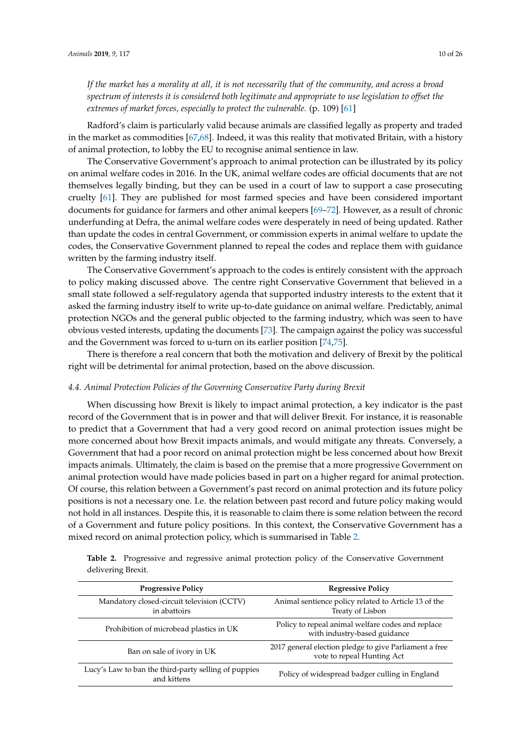*If the market has a morality at all, it is not necessarily that of the community, and across a broad spectrum of interests it is considered both legitimate and appropriate to use legislation to offset the extremes of market forces, especially to protect the vulnerable.* (p. 109) [61]

Radford's claim is particularly valid because animals are classified legally as property and traded in the market as commodities [67,68]. Indeed, it was this reality that motivated Britain, with a history of animal protection, to lobby the EU to recognise animal sentience in law.

The Conservative Government's approach to animal protection can be illustrated by its policy on animal welfare codes in 2016. In the UK, animal welfare codes are official documents that are not themselves legally binding, but they can be used in a court of law to support a case prosecuting cruelty [61]. They are published for most farmed species and have been considered important documents for guidance for farmers and other animal keepers [69–72]. However, as a result of chronic underfunding at Defra, the animal welfare codes were desperately in need of being updated. Rather than update the codes in central Government, or commission experts in animal welfare to update the codes, the Conservative Government planned to repeal the codes and replace them with guidance written by the farming industry itself.

The Conservative Government's approach to the codes is entirely consistent with the approach to policy making discussed above. The centre right Conservative Government that believed in a small state followed a self-regulatory agenda that supported industry interests to the extent that it asked the farming industry itself to write up-to-date guidance on animal welfare. Predictably, animal protection NGOs and the general public objected to the farming industry, which was seen to have obvious vested interests, updating the documents [73]. The campaign against the policy was successful and the Government was forced to u-turn on its earlier position [74,75].

There is therefore a real concern that both the motivation and delivery of Brexit by the political right will be detrimental for animal protection, based on the above discussion.

### *4.4. Animal Protection Policies of the Governing Conservative Party during Brexit*

When discussing how Brexit is likely to impact animal protection, a key indicator is the past record of the Government that is in power and that will deliver Brexit. For instance, it is reasonable to predict that a Government that had a very good record on animal protection issues might be more concerned about how Brexit impacts animals, and would mitigate any threats. Conversely, a Government that had a poor record on animal protection might be less concerned about how Brexit impacts animals. Ultimately, the claim is based on the premise that a more progressive Government on animal protection would have made policies based in part on a higher regard for animal protection. Of course, this relation between a Government's past record on animal protection and its future policy positions is not a necessary one. I.e. the relation between past record and future policy making would not hold in all instances. Despite this, it is reasonable to claim there is some relation between the record of a Government and future policy positions. In this context, the Conservative Government has a mixed record on animal protection policy, which is summarised in Table 2.

**Table 2.** Progressive and regressive animal protection policy of the Conservative Government delivering Brexit.

| Progressive Policy | Regressive Policy |
| --- | --- |
| Mandatory closed-circuit television (CCTV) in abattoirs | Animal sentience policy related to Article 13 of the Treaty of Lisbon |
| Prohibition of microbead plastics in UK | Policy to repeal animal welfare codes and replace with industry-based guidance |
| Ban on sale of ivory in UK | 2017 general election pledge to give Parliament a free vote to repeal Hunting Act |
| Lucy's Law to ban the third-party selling of puppies and kittens | Policy of widespread badger culling in England |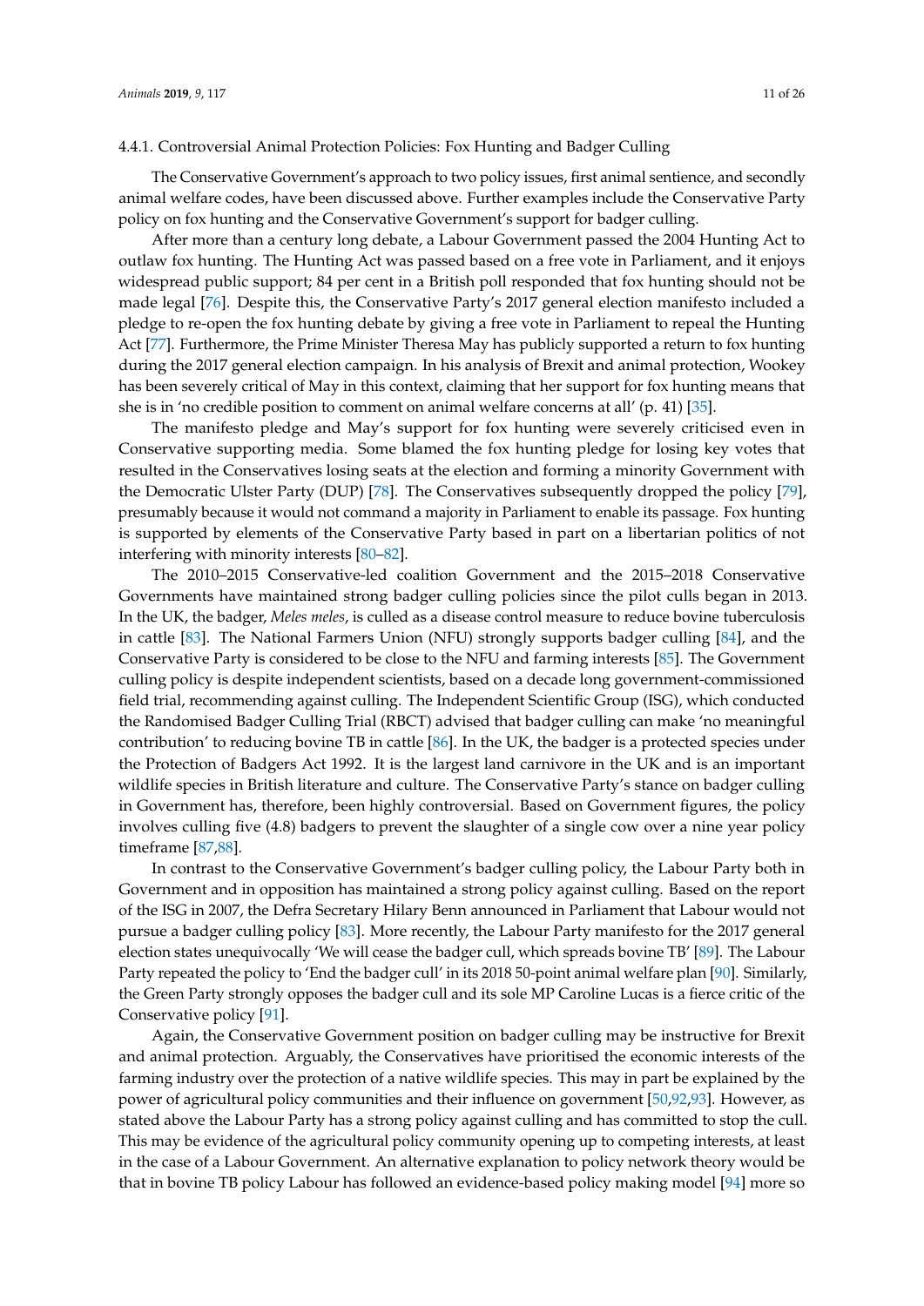#### 4.4.1. Controversial Animal Protection Policies: Fox Hunting and Badger Culling

The Conservative Government's approach to two policy issues, first animal sentience, and secondly animal welfare codes, have been discussed above. Further examples include the Conservative Party policy on fox hunting and the Conservative Government's support for badger culling.

After more than a century long debate, a Labour Government passed the 2004 Hunting Act to outlaw fox hunting. The Hunting Act was passed based on a free vote in Parliament, and it enjoys widespread public support; 84 per cent in a British poll responded that fox hunting should not be made legal [76]. Despite this, the Conservative Party's 2017 general election manifesto included a pledge to re-open the fox hunting debate by giving a free vote in Parliament to repeal the Hunting Act [77]. Furthermore, the Prime Minister Theresa May has publicly supported a return to fox hunting during the 2017 general election campaign. In his analysis of Brexit and animal protection, Wookey has been severely critical of May in this context, claiming that her support for fox hunting means that she is in 'no credible position to comment on animal welfare concerns at all' (p. 41) [35].

The manifesto pledge and May's support for fox hunting were severely criticised even in Conservative supporting media. Some blamed the fox hunting pledge for losing key votes that resulted in the Conservatives losing seats at the election and forming a minority Government with the Democratic Ulster Party (DUP) [78]. The Conservatives subsequently dropped the policy [79], presumably because it would not command a majority in Parliament to enable its passage. Fox hunting is supported by elements of the Conservative Party based in part on a libertarian politics of not interfering with minority interests [80–82].

The 2010–2015 Conservative-led coalition Government and the 2015–2018 Conservative Governments have maintained strong badger culling policies since the pilot culls began in 2013. In the UK, the badger, *Meles meles*, is culled as a disease control measure to reduce bovine tuberculosis in cattle [83]. The National Farmers Union (NFU) strongly supports badger culling [84], and the Conservative Party is considered to be close to the NFU and farming interests [85]. The Government culling policy is despite independent scientists, based on a decade long government-commissioned field trial, recommending against culling. The Independent Scientific Group (ISG), which conducted the Randomised Badger Culling Trial (RBCT) advised that badger culling can make 'no meaningful contribution' to reducing bovine TB in cattle [86]. In the UK, the badger is a protected species under the Protection of Badgers Act 1992. It is the largest land carnivore in the UK and is an important wildlife species in British literature and culture. The Conservative Party's stance on badger culling in Government has, therefore, been highly controversial. Based on Government figures, the policy involves culling five (4.8) badgers to prevent the slaughter of a single cow over a nine year policy timeframe [87,88].

In contrast to the Conservative Government's badger culling policy, the Labour Party both in Government and in opposition has maintained a strong policy against culling. Based on the report of the ISG in 2007, the Defra Secretary Hilary Benn announced in Parliament that Labour would not pursue a badger culling policy [83]. More recently, the Labour Party manifesto for the 2017 general election states unequivocally 'We will cease the badger cull, which spreads bovine TB' [89]. The Labour Party repeated the policy to 'End the badger cull' in its 2018 50-point animal welfare plan [90]. Similarly, the Green Party strongly opposes the badger cull and its sole MP Caroline Lucas is a fierce critic of the Conservative policy [91].

Again, the Conservative Government position on badger culling may be instructive for Brexit and animal protection. Arguably, the Conservatives have prioritised the economic interests of the farming industry over the protection of a native wildlife species. This may in part be explained by the power of agricultural policy communities and their influence on government [50,92,93]. However, as stated above the Labour Party has a strong policy against culling and has committed to stop the cull. This may be evidence of the agricultural policy community opening up to competing interests, at least in the case of a Labour Government. An alternative explanation to policy network theory would be that in bovine TB policy Labour has followed an evidence-based policy making model [94] more so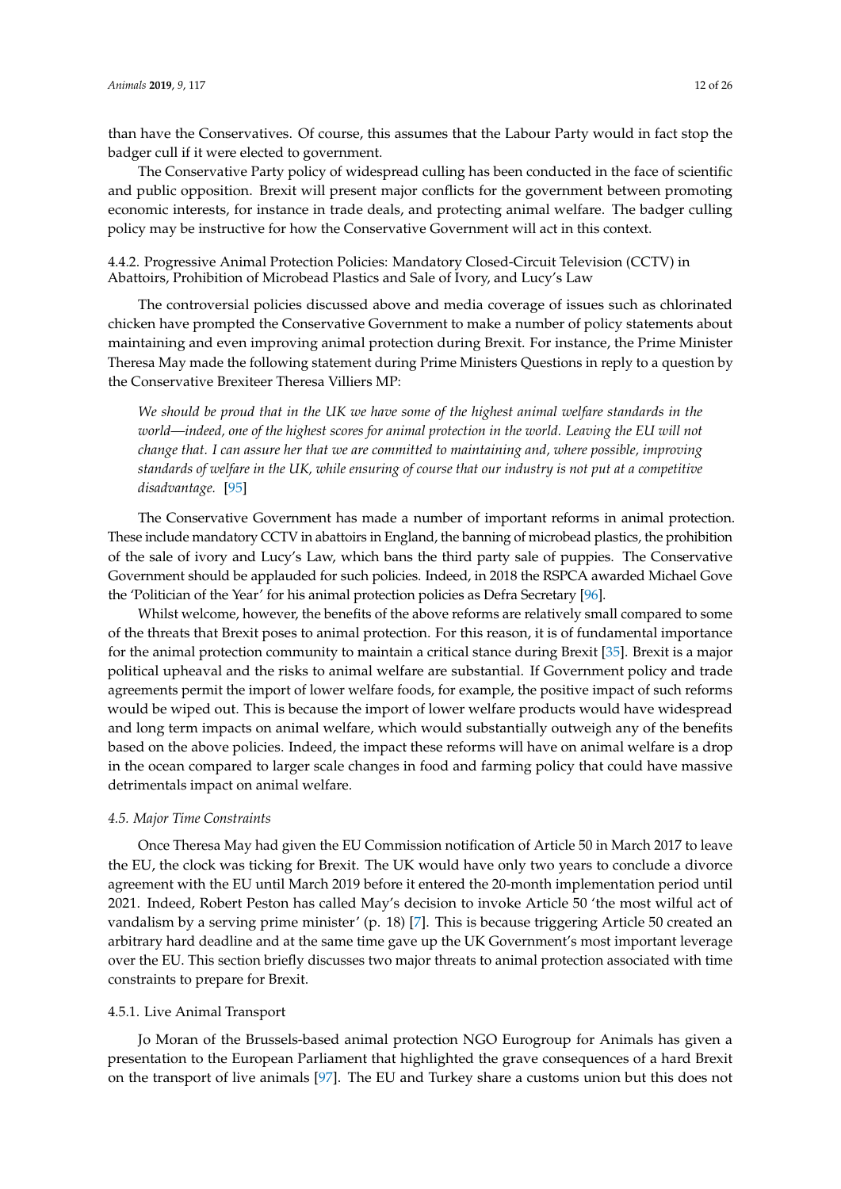than have the Conservatives. Of course, this assumes that the Labour Party would in fact stop the badger cull if it were elected to government.

The Conservative Party policy of widespread culling has been conducted in the face of scientific and public opposition. Brexit will present major conflicts for the government between promoting economic interests, for instance in trade deals, and protecting animal welfare. The badger culling policy may be instructive for how the Conservative Government will act in this context.

#### 4.4.2. Progressive Animal Protection Policies: Mandatory Closed-Circuit Television (CCTV) in Abattoirs, Prohibition of Microbead Plastics and Sale of Ivory, and Lucy's Law

The controversial policies discussed above and media coverage of issues such as chlorinated chicken have prompted the Conservative Government to make a number of policy statements about maintaining and even improving animal protection during Brexit. For instance, the Prime Minister Theresa May made the following statement during Prime Ministers Questions in reply to a question by the Conservative Brexiteer Theresa Villiers MP:

> *We should be proud that in the UK we have some of the highest animal welfare standards in the world—indeed, one of the highest scores for animal protection in the world. Leaving the EU will not change that. I can assure her that we are committed to maintaining and, where possible, improving standards of welfare in the UK, while ensuring of course that our industry is not put at a competitive disadvantage.* [95]

The Conservative Government has made a number of important reforms in animal protection. These include mandatory CCTV in abattoirs in England, the banning of microbead plastics, the prohibition of the sale of ivory and Lucy's Law, which bans the third party sale of puppies. The Conservative Government should be applauded for such policies. Indeed, in 2018 the RSPCA awarded Michael Gove the 'Politician of the Year' for his animal protection policies as Defra Secretary [96].

Whilst welcome, however, the benefits of the above reforms are relatively small compared to some of the threats that Brexit poses to animal protection. For this reason, it is of fundamental importance for the animal protection community to maintain a critical stance during Brexit [35]. Brexit is a major political upheaval and the risks to animal welfare are substantial. If Government policy and trade agreements permit the import of lower welfare foods, for example, the positive impact of such reforms would be wiped out. This is because the import of lower welfare products would have widespread and long term impacts on animal welfare, which would substantially outweigh any of the benefits based on the above policies. Indeed, the impact these reforms will have on animal welfare is a drop in the ocean compared to larger scale changes in food and farming policy that could have massive detrimentals impact on animal welfare.

### *4.5. Major Time Constraints*

Once Theresa May had given the EU Commission notification of Article 50 in March 2017 to leave the EU, the clock was ticking for Brexit. The UK would have only two years to conclude a divorce agreement with the EU until March 2019 before it entered the 20-month implementation period until 2021. Indeed, Robert Peston has called May's decision to invoke Article 50 'the most wilful act of vandalism by a serving prime minister' (p. 18) [7]. This is because triggering Article 50 created an arbitrary hard deadline and at the same time gave up the UK Government's most important leverage over the EU. This section briefly discusses two major threats to animal protection associated with time constraints to prepare for Brexit.

#### 4.5.1. Live Animal Transport

Jo Moran of the Brussels-based animal protection NGO Eurogroup for Animals has given a presentation to the European Parliament that highlighted the grave consequences of a hard Brexit on the transport of live animals [97]. The EU and Turkey share a customs union but this does not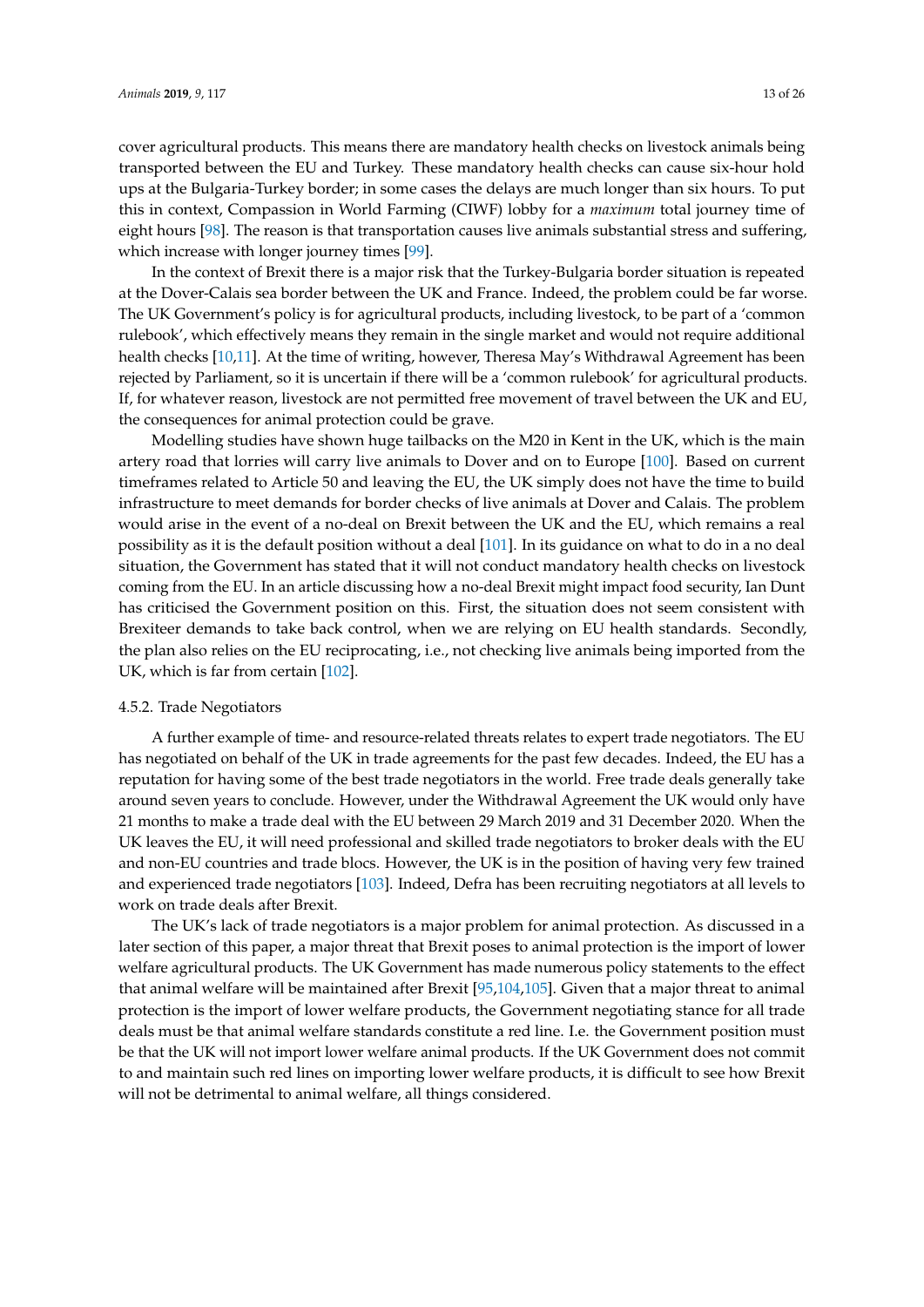cover agricultural products. This means there are mandatory health checks on livestock animals being transported between the EU and Turkey. These mandatory health checks can cause six-hour hold ups at the Bulgaria-Turkey border; in some cases the delays are much longer than six hours. To put this in context, Compassion in World Farming (CIWF) lobby for a *maximum* total journey time of eight hours [98]. The reason is that transportation causes live animals substantial stress and suffering, which increase with longer journey times [99].

In the context of Brexit there is a major risk that the Turkey-Bulgaria border situation is repeated at the Dover-Calais sea border between the UK and France. Indeed, the problem could be far worse. The UK Government's policy is for agricultural products, including livestock, to be part of a 'common rulebook', which effectively means they remain in the single market and would not require additional health checks [10,11]. At the time of writing, however, Theresa May's Withdrawal Agreement has been rejected by Parliament, so it is uncertain if there will be a 'common rulebook' for agricultural products. If, for whatever reason, livestock are not permitted free movement of travel between the UK and EU, the consequences for animal protection could be grave.

Modelling studies have shown huge tailbacks on the M20 in Kent in the UK, which is the main artery road that lorries will carry live animals to Dover and on to Europe [100]. Based on current timeframes related to Article 50 and leaving the EU, the UK simply does not have the time to build infrastructure to meet demands for border checks of live animals at Dover and Calais. The problem would arise in the event of a no-deal on Brexit between the UK and the EU, which remains a real possibility as it is the default position without a deal [101]. In its guidance on what to do in a no deal situation, the Government has stated that it will not conduct mandatory health checks on livestock coming from the EU. In an article discussing how a no-deal Brexit might impact food security, Ian Dunt has criticised the Government position on this. First, the situation does not seem consistent with Brexiteer demands to take back control, when we are relying on EU health standards. Secondly, the plan also relies on the EU reciprocating, i.e., not checking live animals being imported from the UK, which is far from certain [102].

#### 4.5.2. Trade Negotiators

A further example of time- and resource-related threats relates to expert trade negotiators. The EU has negotiated on behalf of the UK in trade agreements for the past few decades. Indeed, the EU has a reputation for having some of the best trade negotiators in the world. Free trade deals generally take around seven years to conclude. However, under the Withdrawal Agreement the UK would only have 21 months to make a trade deal with the EU between 29 March 2019 and 31 December 2020. When the UK leaves the EU, it will need professional and skilled trade negotiators to broker deals with the EU and non-EU countries and trade blocs. However, the UK is in the position of having very few trained and experienced trade negotiators [103]. Indeed, Defra has been recruiting negotiators at all levels to work on trade deals after Brexit.

The UK's lack of trade negotiators is a major problem for animal protection. As discussed in a later section of this paper, a major threat that Brexit poses to animal protection is the import of lower welfare agricultural products. The UK Government has made numerous policy statements to the effect that animal welfare will be maintained after Brexit [95,104,105]. Given that a major threat to animal protection is the import of lower welfare products, the Government negotiating stance for all trade deals must be that animal welfare standards constitute a red line. I.e. the Government position must be that the UK will not import lower welfare animal products. If the UK Government does not commit to and maintain such red lines on importing lower welfare products, it is difficult to see how Brexit will not be detrimental to animal welfare, all things considered.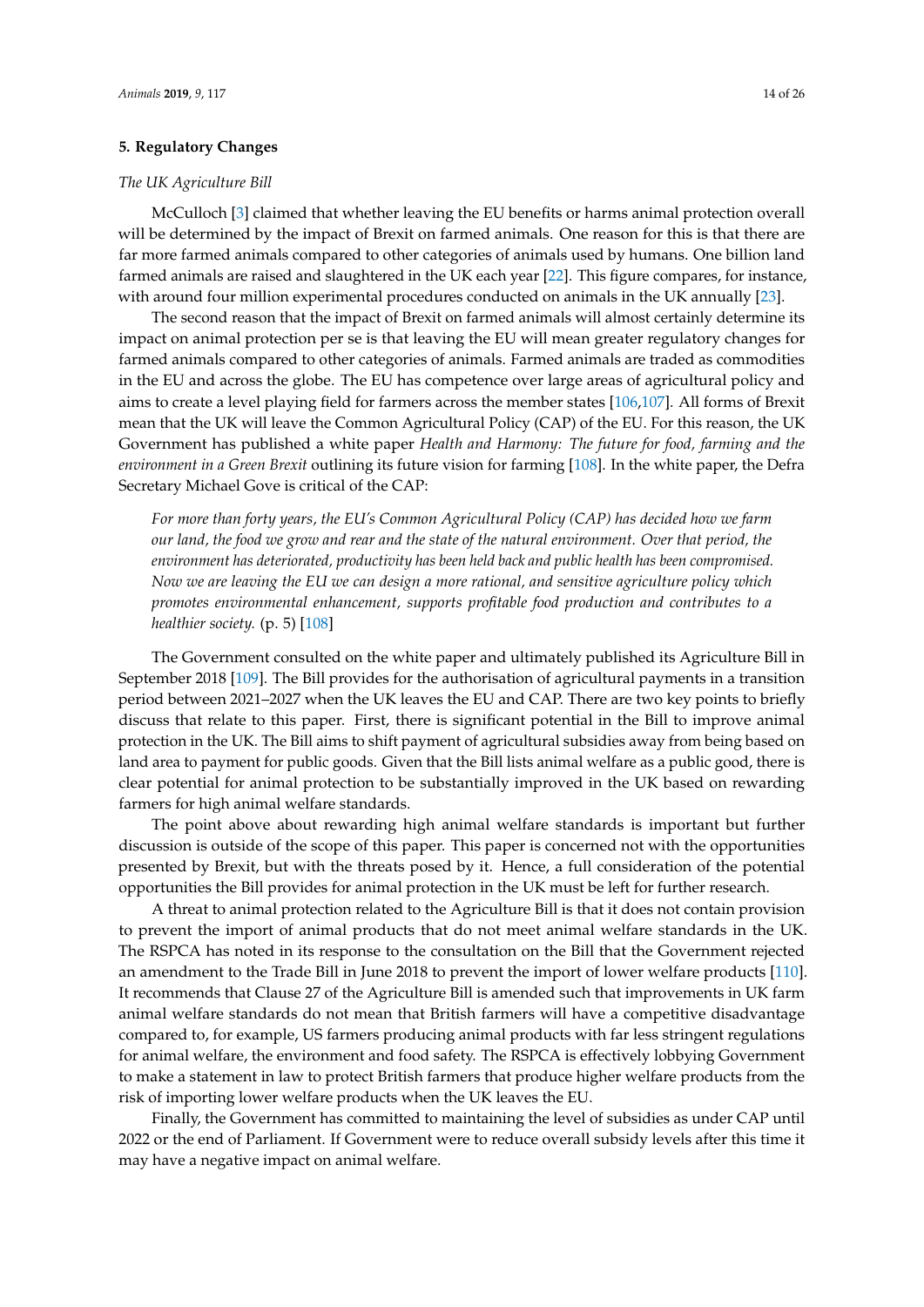## 5. Regulatory Changes

*The UK Agriculture Bill*

McCulloch [3] claimed that whether leaving the EU benefits or harms animal protection overall will be determined by the impact of Brexit on farmed animals. One reason for this is that there are far more farmed animals compared to other categories of animals used by humans. One billion land farmed animals are raised and slaughtered in the UK each year [22]. This figure compares, for instance, with around four million experimental procedures conducted on animals in the UK annually [23].

The second reason that the impact of Brexit on farmed animals will almost certainly determine its impact on animal protection per se is that leaving the EU will mean greater regulatory changes for farmed animals compared to other categories of animals. Farmed animals are traded as commodities in the EU and across the globe. The EU has competence over large areas of agricultural policy and aims to create a level playing field for farmers across the member states [106,107]. All forms of Brexit mean that the UK will leave the Common Agricultural Policy (CAP) of the EU. For this reason, the UK Government has published a white paper *Health and Harmony: The future for food, farming and the environment in a Green Brexit* outlining its future vision for farming [108]. In the white paper, the Defra Secretary Michael Gove is critical of the CAP:

> *For more than forty years, the EU's Common Agricultural Policy (CAP) has decided how we farm our land, the food we grow and rear and the state of the natural environment. Over that period, the environment has deteriorated, productivity has been held back and public health has been compromised. Now we are leaving the EU we can design a more rational, and sensitive agriculture policy which promotes environmental enhancement, supports profitable food production and contributes to a healthier society.* (p. 5) [108]

The Government consulted on the white paper and ultimately published its Agriculture Bill in September 2018 [109]. The Bill provides for the authorisation of agricultural payments in a transition period between 2021–2027 when the UK leaves the EU and CAP. There are two key points to briefly discuss that relate to this paper. First, there is significant potential in the Bill to improve animal protection in the UK. The Bill aims to shift payment of agricultural subsidies away from being based on land area to payment for public goods. Given that the Bill lists animal welfare as a public good, there is clear potential for animal protection to be substantially improved in the UK based on rewarding farmers for high animal welfare standards.

The point above about rewarding high animal welfare standards is important but further discussion is outside of the scope of this paper. This paper is concerned not with the opportunities presented by Brexit, but with the threats posed by it. Hence, a full consideration of the potential opportunities the Bill provides for animal protection in the UK must be left for further research.

A threat to animal protection related to the Agriculture Bill is that it does not contain provision to prevent the import of animal products that do not meet animal welfare standards in the UK. The RSPCA has noted in its response to the consultation on the Bill that the Government rejected an amendment to the Trade Bill in June 2018 to prevent the import of lower welfare products [110]. It recommends that Clause 27 of the Agriculture Bill is amended such that improvements in UK farm animal welfare standards do not mean that British farmers will have a competitive disadvantage compared to, for example, US farmers producing animal products with far less stringent regulations for animal welfare, the environment and food safety. The RSPCA is effectively lobbying Government to make a statement in law to protect British farmers that produce higher welfare products from the risk of importing lower welfare products when the UK leaves the EU.

Finally, the Government has committed to maintaining the level of subsidies as under CAP until 2022 or the end of Parliament. If Government were to reduce overall subsidy levels after this time it may have a negative impact on animal welfare.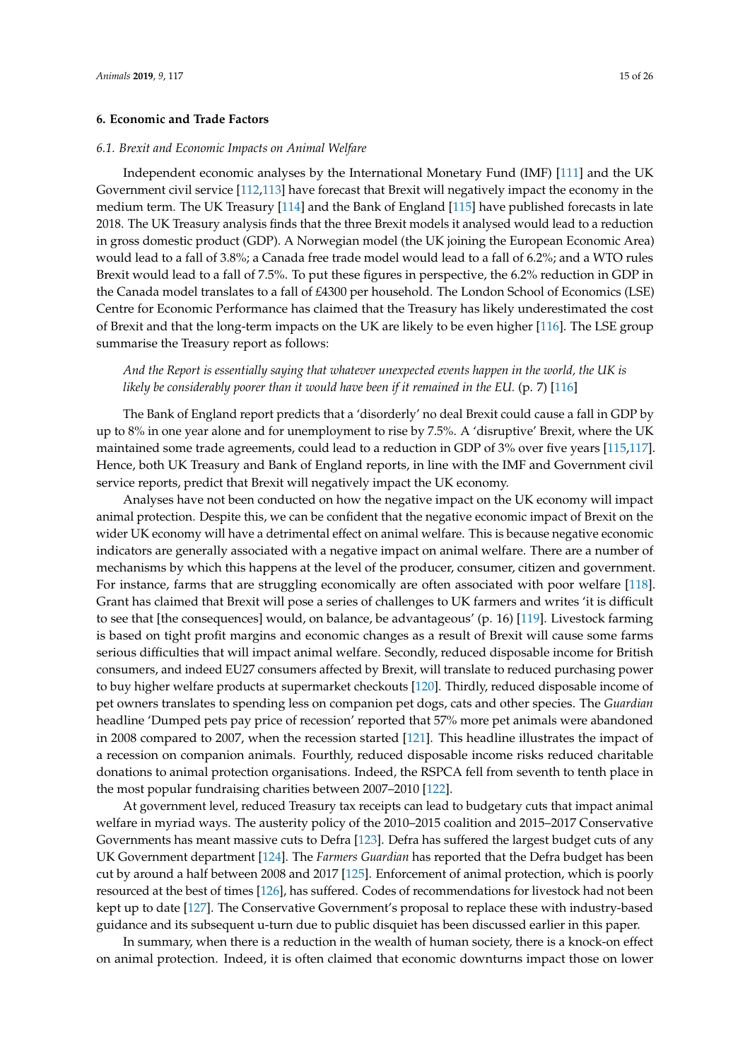## 6. Economic and Trade Factors

### *6.1. Brexit and Economic Impacts on Animal Welfare*

Independent economic analyses by the International Monetary Fund (IMF) [111] and the UK Government civil service [112,113] have forecast that Brexit will negatively impact the economy in the medium term. The UK Treasury [114] and the Bank of England [115] have published forecasts in late 2018. The UK Treasury analysis finds that the three Brexit models it analysed would lead to a reduction in gross domestic product (GDP). A Norwegian model (the UK joining the European Economic Area) would lead to a fall of 3.8%; a Canada free trade model would lead to a fall of 6.2%; and a WTO rules Brexit would lead to a fall of 7.5%. To put these figures in perspective, the 6.2% reduction in GDP in the Canada model translates to a fall of £4300 per household. The London School of Economics (LSE) Centre for Economic Performance has claimed that the Treasury has likely underestimated the cost of Brexit and that the long-term impacts on the UK are likely to be even higher [116]. The LSE group summarise the Treasury report as follows:

> *And the Report is essentially saying that whatever unexpected events happen in the world, the UK is likely be considerably poorer than it would have been if it remained in the EU.* (p. 7) [116]

The Bank of England report predicts that a 'disorderly' no deal Brexit could cause a fall in GDP by up to 8% in one year alone and for unemployment to rise by 7.5%. A 'disruptive' Brexit, where the UK maintained some trade agreements, could lead to a reduction in GDP of 3% over five years [115,117]. Hence, both UK Treasury and Bank of England reports, in line with the IMF and Government civil service reports, predict that Brexit will negatively impact the UK economy.

Analyses have not been conducted on how the negative impact on the UK economy will impact animal protection. Despite this, we can be confident that the negative economic impact of Brexit on the wider UK economy will have a detrimental effect on animal welfare. This is because negative economic indicators are generally associated with a negative impact on animal welfare. There are a number of mechanisms by which this happens at the level of the producer, consumer, citizen and government. For instance, farms that are struggling economically are often associated with poor welfare [118]. Grant has claimed that Brexit will pose a series of challenges to UK farmers and writes 'it is difficult to see that [the consequences] would, on balance, be advantageous' (p. 16) [119]. Livestock farming is based on tight profit margins and economic changes as a result of Brexit will cause some farms serious difficulties that will impact animal welfare. Secondly, reduced disposable income for British consumers, and indeed EU27 consumers affected by Brexit, will translate to reduced purchasing power to buy higher welfare products at supermarket checkouts [120]. Thirdly, reduced disposable income of pet owners translates to spending less on companion pet dogs, cats and other species. The *Guardian* headline 'Dumped pets pay price of recession' reported that 57% more pet animals were abandoned in 2008 compared to 2007, when the recession started [121]. This headline illustrates the impact of a recession on companion animals. Fourthly, reduced disposable income risks reduced charitable donations to animal protection organisations. Indeed, the RSPCA fell from seventh to tenth place in the most popular fundraising charities between 2007–2010 [122].

At government level, reduced Treasury tax receipts can lead to budgetary cuts that impact animal welfare in myriad ways. The austerity policy of the 2010–2015 coalition and 2015–2017 Conservative Governments has meant massive cuts to Defra [123]. Defra has suffered the largest budget cuts of any UK Government department [124]. The *Farmers Guardian* has reported that the Defra budget has been cut by around a half between 2008 and 2017 [125]. Enforcement of animal protection, which is poorly resourced at the best of times [126], has suffered. Codes of recommendations for livestock had not been kept up to date [127]. The Conservative Government's proposal to replace these with industry-based guidance and its subsequent u-turn due to public disquiet has been discussed earlier in this paper.

In summary, when there is a reduction in the wealth of human society, there is a knock-on effect on animal protection. Indeed, it is often claimed that economic downturns impact those on lower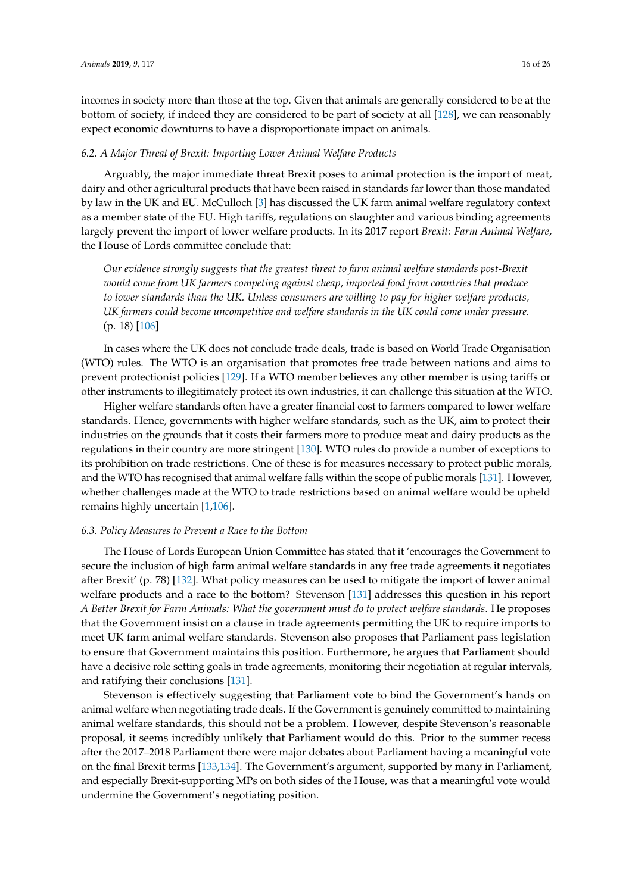incomes in society more than those at the top. Given that animals are generally considered to be at the bottom of society, if indeed they are considered to be part of society at all [128], we can reasonably expect economic downturns to have a disproportionate impact on animals.

### 6.2. A Major Threat of Brexit: Importing Lower Animal Welfare Products

Arguably, the major immediate threat Brexit poses to animal protection is the import of meat, dairy and other agricultural products that have been raised in standards far lower than those mandated by law in the UK and EU. McCulloch [3] has discussed the UK farm animal welfare regulatory context as a member state of the EU. High tariffs, regulations on slaughter and various binding agreements largely prevent the import of lower welfare products. In its 2017 report *Brexit: Farm Animal Welfare*, the House of Lords committee conclude that:

> *Our evidence strongly suggests that the greatest threat to farm animal welfare standards post-Brexit would come from UK farmers competing against cheap, imported food from countries that produce to lower standards than the UK. Unless consumers are willing to pay for higher welfare products, UK farmers could become uncompetitive and welfare standards in the UK could come under pressure.* (p. 18) [106]

In cases where the UK does not conclude trade deals, trade is based on World Trade Organisation (WTO) rules. The WTO is an organisation that promotes free trade between nations and aims to prevent protectionist policies [129]. If a WTO member believes any other member is using tariffs or other instruments to illegitimately protect its own industries, it can challenge this situation at the WTO.

Higher welfare standards often have a greater financial cost to farmers compared to lower welfare standards. Hence, governments with higher welfare standards, such as the UK, aim to protect their industries on the grounds that it costs their farmers more to produce meat and dairy products as the regulations in their country are more stringent [130]. WTO rules do provide a number of exceptions to its prohibition on trade restrictions. One of these is for measures necessary to protect public morals, and the WTO has recognised that animal welfare falls within the scope of public morals [131]. However, whether challenges made at the WTO to trade restrictions based on animal welfare would be upheld remains highly uncertain [1,106].

### 6.3. Policy Measures to Prevent a Race to the Bottom

The House of Lords European Union Committee has stated that it 'encourages the Government to secure the inclusion of high farm animal welfare standards in any free trade agreements it negotiates after Brexit' (p. 78) [132]. What policy measures can be used to mitigate the import of lower animal welfare products and a race to the bottom? Stevenson [131] addresses this question in his report *A Better Brexit for Farm Animals: What the government must do to protect welfare standards*. He proposes that the Government insist on a clause in trade agreements permitting the UK to require imports to meet UK farm animal welfare standards. Stevenson also proposes that Parliament pass legislation to ensure that Government maintains this position. Furthermore, he argues that Parliament should have a decisive role setting goals in trade agreements, monitoring their negotiation at regular intervals, and ratifying their conclusions [131].

Stevenson is effectively suggesting that Parliament vote to bind the Government's hands on animal welfare when negotiating trade deals. If the Government is genuinely committed to maintaining animal welfare standards, this should not be a problem. However, despite Stevenson's reasonable proposal, it seems incredibly unlikely that Parliament would do this. Prior to the summer recess after the 2017–2018 Parliament there were major debates about Parliament having a meaningful vote on the final Brexit terms [133,134]. The Government's argument, supported by many in Parliament, and especially Brexit-supporting MPs on both sides of the House, was that a meaningful vote would undermine the Government's negotiating position.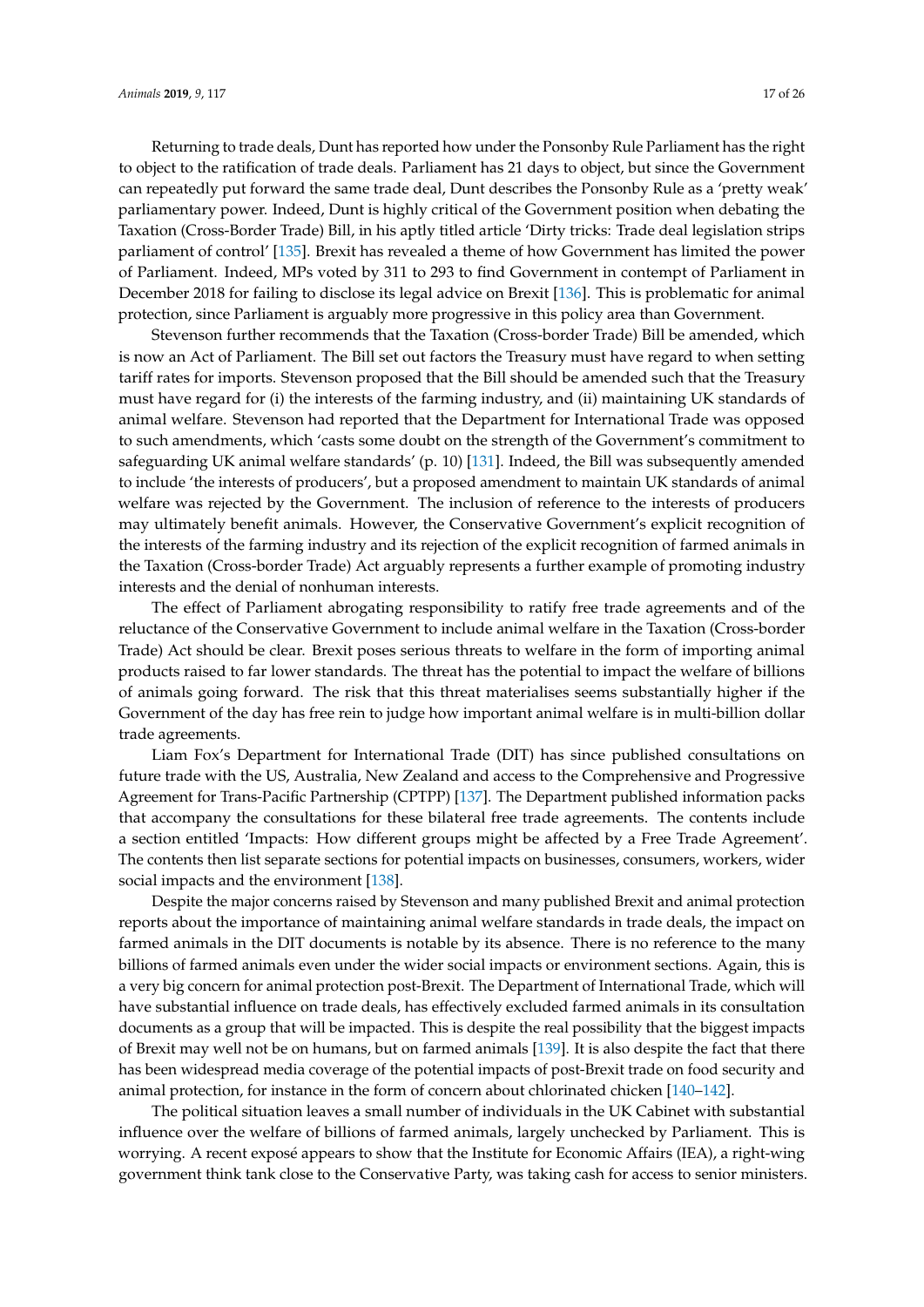Returning to trade deals, Dunt has reported how under the Ponsonby Rule Parliament has the right to object to the ratification of trade deals. Parliament has 21 days to object, but since the Government can repeatedly put forward the same trade deal, Dunt describes the Ponsonby Rule as a 'pretty weak' parliamentary power. Indeed, Dunt is highly critical of the Government position when debating the Taxation (Cross-Border Trade) Bill, in his aptly titled article 'Dirty tricks: Trade deal legislation strips parliament of control' [135]. Brexit has revealed a theme of how Government has limited the power of Parliament. Indeed, MPs voted by 311 to 293 to find Government in contempt of Parliament in December 2018 for failing to disclose its legal advice on Brexit [136]. This is problematic for animal protection, since Parliament is arguably more progressive in this policy area than Government.

Stevenson further recommends that the Taxation (Cross-border Trade) Bill be amended, which is now an Act of Parliament. The Bill set out factors the Treasury must have regard to when setting tariff rates for imports. Stevenson proposed that the Bill should be amended such that the Treasury must have regard for (i) the interests of the farming industry, and (ii) maintaining UK standards of animal welfare. Stevenson had reported that the Department for International Trade was opposed to such amendments, which 'casts some doubt on the strength of the Government's commitment to safeguarding UK animal welfare standards' (p. 10) [131]. Indeed, the Bill was subsequently amended to include 'the interests of producers', but a proposed amendment to maintain UK standards of animal welfare was rejected by the Government. The inclusion of reference to the interests of producers may ultimately benefit animals. However, the Conservative Government's explicit recognition of the interests of the farming industry and its rejection of the explicit recognition of farmed animals in the Taxation (Cross-border Trade) Act arguably represents a further example of promoting industry interests and the denial of nonhuman interests.

The effect of Parliament abrogating responsibility to ratify free trade agreements and of the reluctance of the Conservative Government to include animal welfare in the Taxation (Cross-border Trade) Act should be clear. Brexit poses serious threats to welfare in the form of importing animal products raised to far lower standards. The threat has the potential to impact the welfare of billions of animals going forward. The risk that this threat materialises seems substantially higher if the Government of the day has free rein to judge how important animal welfare is in multi-billion dollar trade agreements.

Liam Fox's Department for International Trade (DIT) has since published consultations on future trade with the US, Australia, New Zealand and access to the Comprehensive and Progressive Agreement for Trans-Pacific Partnership (CPTPP) [137]. The Department published information packs that accompany the consultations for these bilateral free trade agreements. The contents include a section entitled 'Impacts: How different groups might be affected by a Free Trade Agreement'. The contents then list separate sections for potential impacts on businesses, consumers, workers, wider social impacts and the environment [138].

Despite the major concerns raised by Stevenson and many published Brexit and animal protection reports about the importance of maintaining animal welfare standards in trade deals, the impact on farmed animals in the DIT documents is notable by its absence. There is no reference to the many billions of farmed animals even under the wider social impacts or environment sections. Again, this is a very big concern for animal protection post-Brexit. The Department of International Trade, which will have substantial influence on trade deals, has effectively excluded farmed animals in its consultation documents as a group that will be impacted. This is despite the real possibility that the biggest impacts of Brexit may well not be on humans, but on farmed animals [139]. It is also despite the fact that there has been widespread media coverage of the potential impacts of post-Brexit trade on food security and animal protection, for instance in the form of concern about chlorinated chicken [140–142].

The political situation leaves a small number of individuals in the UK Cabinet with substantial influence over the welfare of billions of farmed animals, largely unchecked by Parliament. This is worrying. A recent exposé appears to show that the Institute for Economic Affairs (IEA), a right-wing government think tank close to the Conservative Party, was taking cash for access to senior ministers.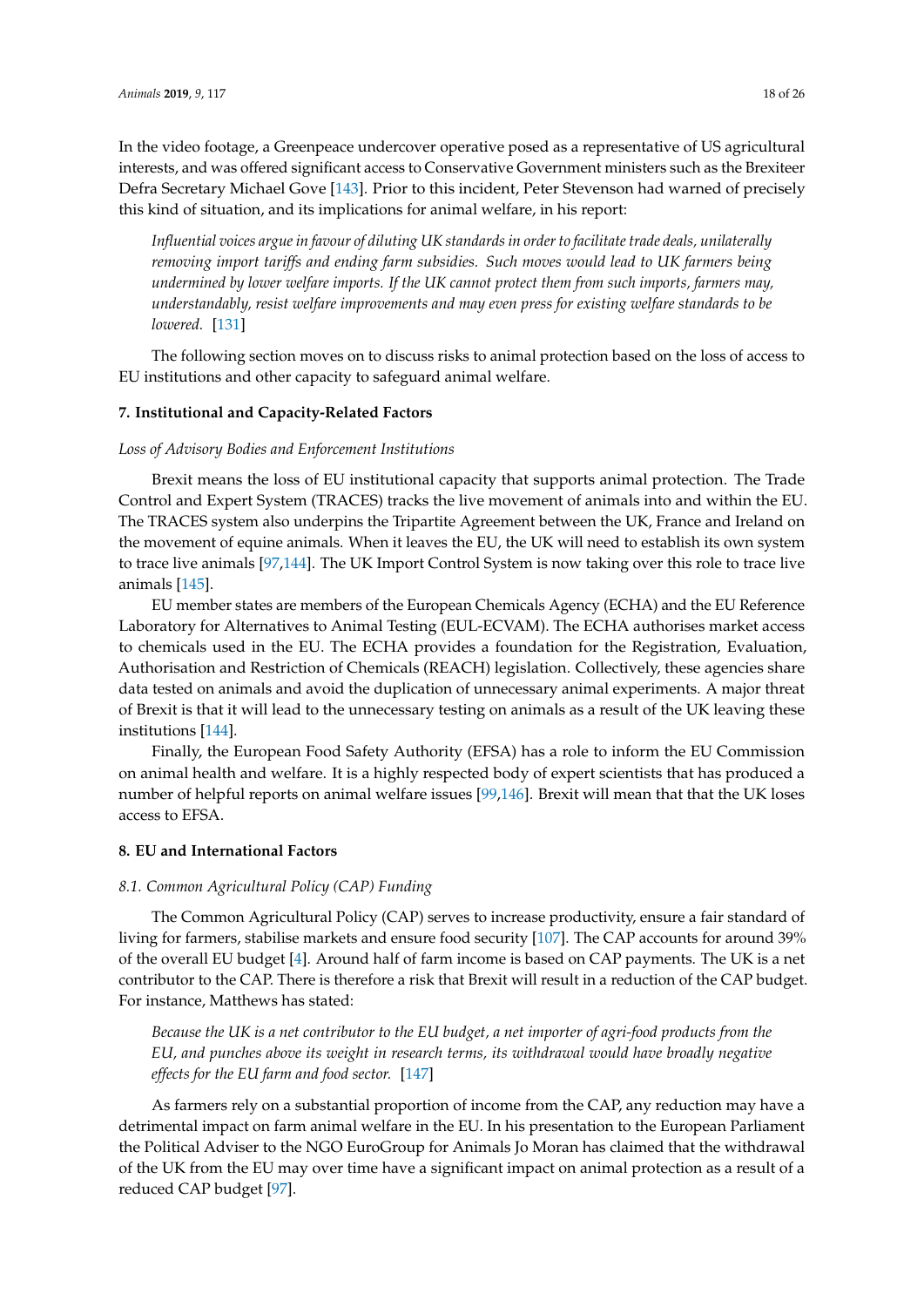In the video footage, a Greenpeace undercover operative posed as a representative of US agricultural interests, and was offered significant access to Conservative Government ministers such as the Brexiteer Defra Secretary Michael Gove [143]. Prior to this incident, Peter Stevenson had warned of precisely this kind of situation, and its implications for animal welfare, in his report:

> *Influential voices argue in favour of diluting UK standards in order to facilitate trade deals, unilaterally removing import tariffs and ending farm subsidies. Such moves would lead to UK farmers being undermined by lower welfare imports. If the UK cannot protect them from such imports, farmers may, understandably, resist welfare improvements and may even press for existing welfare standards to be lowered.* [131]

The following section moves on to discuss risks to animal protection based on the loss of access to EU institutions and other capacity to safeguard animal welfare.

## 7. Institutional and Capacity-Related Factors

*Loss of Advisory Bodies and Enforcement Institutions*

Brexit means the loss of EU institutional capacity that supports animal protection. The Trade Control and Expert System (TRACES) tracks the live movement of animals into and within the EU. The TRACES system also underpins the Tripartite Agreement between the UK, France and Ireland on the movement of equine animals. When it leaves the EU, the UK will need to establish its own system to trace live animals [97,144]. The UK Import Control System is now taking over this role to trace live animals [145].

EU member states are members of the European Chemicals Agency (ECHA) and the EU Reference Laboratory for Alternatives to Animal Testing (EUL-ECVAM). The ECHA authorises market access to chemicals used in the EU. The ECHA provides a foundation for the Registration, Evaluation, Authorisation and Restriction of Chemicals (REACH) legislation. Collectively, these agencies share data tested on animals and avoid the duplication of unnecessary animal experiments. A major threat of Brexit is that it will lead to the unnecessary testing on animals as a result of the UK leaving these institutions [144].

Finally, the European Food Safety Authority (EFSA) has a role to inform the EU Commission on animal health and welfare. It is a highly respected body of expert scientists that has produced a number of helpful reports on animal welfare issues [99,146]. Brexit will mean that that the UK loses access to EFSA.

## 8. EU and International Factors

### *8.1. Common Agricultural Policy (CAP) Funding*

The Common Agricultural Policy (CAP) serves to increase productivity, ensure a fair standard of living for farmers, stabilise markets and ensure food security [107]. The CAP accounts for around 39% of the overall EU budget [4]. Around half of farm income is based on CAP payments. The UK is a net contributor to the CAP. There is therefore a risk that Brexit will result in a reduction of the CAP budget. For instance, Matthews has stated:

> *Because the UK is a net contributor to the EU budget, a net importer of agri-food products from the EU, and punches above its weight in research terms, its withdrawal would have broadly negative effects for the EU farm and food sector.* [147]

As farmers rely on a substantial proportion of income from the CAP, any reduction may have a detrimental impact on farm animal welfare in the EU. In his presentation to the European Parliament the Political Adviser to the NGO EuroGroup for Animals Jo Moran has claimed that the withdrawal of the UK from the EU may over time have a significant impact on animal protection as a result of a reduced CAP budget [97].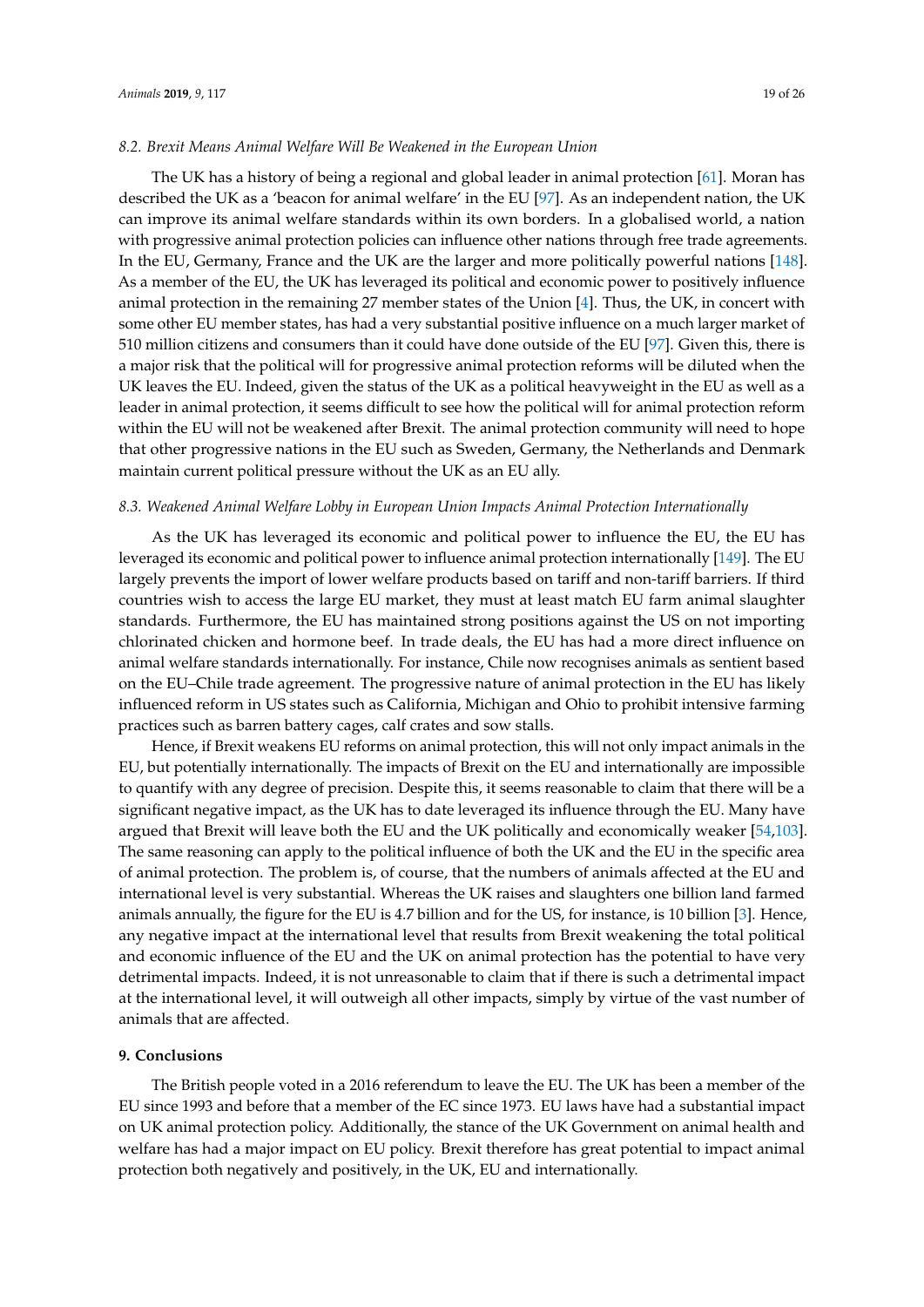### *8.2. Brexit Means Animal Welfare Will Be Weakened in the European Union*

The UK has a history of being a regional and global leader in animal protection [61]. Moran has described the UK as a 'beacon for animal welfare' in the EU [97]. As an independent nation, the UK can improve its animal welfare standards within its own borders. In a globalised world, a nation with progressive animal protection policies can influence other nations through free trade agreements. In the EU, Germany, France and the UK are the larger and more politically powerful nations [148]. As a member of the EU, the UK has leveraged its political and economic power to positively influence animal protection in the remaining 27 member states of the Union [4]. Thus, the UK, in concert with some other EU member states, has had a very substantial positive influence on a much larger market of 510 million citizens and consumers than it could have done outside of the EU [97]. Given this, there is a major risk that the political will for progressive animal protection reforms will be diluted when the UK leaves the EU. Indeed, given the status of the UK as a political heavyweight in the EU as well as a leader in animal protection, it seems difficult to see how the political will for animal protection reform within the EU will not be weakened after Brexit. The animal protection community will need to hope that other progressive nations in the EU such as Sweden, Germany, the Netherlands and Denmark maintain current political pressure without the UK as an EU ally.

### *8.3. Weakened Animal Welfare Lobby in European Union Impacts Animal Protection Internationally*

As the UK has leveraged its economic and political power to influence the EU, the EU has leveraged its economic and political power to influence animal protection internationally [149]. The EU largely prevents the import of lower welfare products based on tariff and non-tariff barriers. If third countries wish to access the large EU market, they must at least match EU farm animal slaughter standards. Furthermore, the EU has maintained strong positions against the US on not importing chlorinated chicken and hormone beef. In trade deals, the EU has had a more direct influence on animal welfare standards internationally. For instance, Chile now recognises animals as sentient based on the EU–Chile trade agreement. The progressive nature of animal protection in the EU has likely influenced reform in US states such as California, Michigan and Ohio to prohibit intensive farming practices such as barren battery cages, calf crates and sow stalls.

Hence, if Brexit weakens EU reforms on animal protection, this will not only impact animals in the EU, but potentially internationally. The impacts of Brexit on the EU and internationally are impossible to quantify with any degree of precision. Despite this, it seems reasonable to claim that there will be a significant negative impact, as the UK has to date leveraged its influence through the EU. Many have argued that Brexit will leave both the EU and the UK politically and economically weaker [54,103]. The same reasoning can apply to the political influence of both the UK and the EU in the specific area of animal protection. The problem is, of course, that the numbers of animals affected at the EU and international level is very substantial. Whereas the UK raises and slaughters one billion land farmed animals annually, the figure for the EU is 4.7 billion and for the US, for instance, is 10 billion [3]. Hence, any negative impact at the international level that results from Brexit weakening the total political and economic influence of the EU and the UK on animal protection has the potential to have very detrimental impacts. Indeed, it is not unreasonable to claim that if there is such a detrimental impact at the international level, it will outweigh all other impacts, simply by virtue of the vast number of animals that are affected.

## 9. Conclusions

The British people voted in a 2016 referendum to leave the EU. The UK has been a member of the EU since 1993 and before that a member of the EC since 1973. EU laws have had a substantial impact on UK animal protection policy. Additionally, the stance of the UK Government on animal health and welfare has had a major impact on EU policy. Brexit therefore has great potential to impact animal protection both negatively and positively, in the UK, EU and internationally.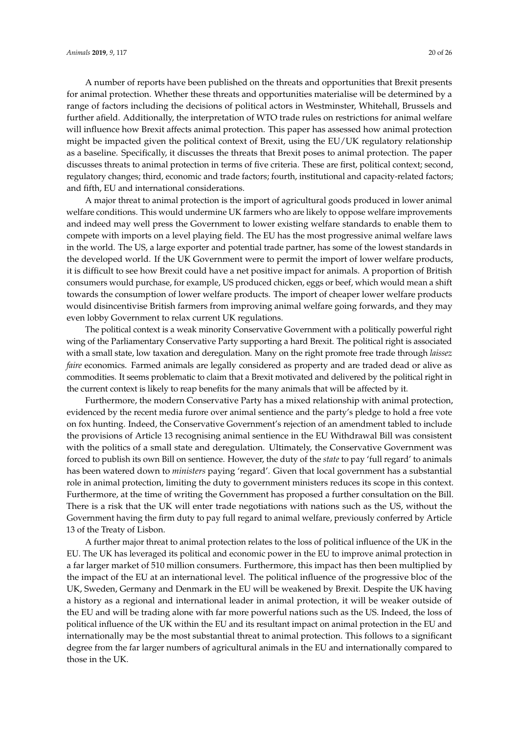A number of reports have been published on the threats and opportunities that Brexit presents for animal protection. Whether these threats and opportunities materialise will be determined by a range of factors including the decisions of political actors in Westminster, Whitehall, Brussels and further afield. Additionally, the interpretation of WTO trade rules on restrictions for animal welfare will influence how Brexit affects animal protection. This paper has assessed how animal protection might be impacted given the political context of Brexit, using the EU/UK regulatory relationship as a baseline. Specifically, it discusses the threats that Brexit poses to animal protection. The paper discusses threats to animal protection in terms of five criteria. These are first, political context; second, regulatory changes; third, economic and trade factors; fourth, institutional and capacity-related factors; and fifth, EU and international considerations.

A major threat to animal protection is the import of agricultural goods produced in lower animal welfare conditions. This would undermine UK farmers who are likely to oppose welfare improvements and indeed may well press the Government to lower existing welfare standards to enable them to compete with imports on a level playing field. The EU has the most progressive animal welfare laws in the world. The US, a large exporter and potential trade partner, has some of the lowest standards in the developed world. If the UK Government were to permit the import of lower welfare products, it is difficult to see how Brexit could have a net positive impact for animals. A proportion of British consumers would purchase, for example, US produced chicken, eggs or beef, which would mean a shift towards the consumption of lower welfare products. The import of cheaper lower welfare products would disincentivise British farmers from improving animal welfare going forwards, and they may even lobby Government to relax current UK regulations.

The political context is a weak minority Conservative Government with a politically powerful right wing of the Parliamentary Conservative Party supporting a hard Brexit. The political right is associated with a small state, low taxation and deregulation. Many on the right promote free trade through *laissez faire* economics. Farmed animals are legally considered as property and are traded dead or alive as commodities. It seems problematic to claim that a Brexit motivated and delivered by the political right in the current context is likely to reap benefits for the many animals that will be affected by it.

Furthermore, the modern Conservative Party has a mixed relationship with animal protection, evidenced by the recent media furore over animal sentience and the party's pledge to hold a free vote on fox hunting. Indeed, the Conservative Government's rejection of an amendment tabled to include the provisions of Article 13 recognising animal sentience in the EU Withdrawal Bill was consistent with the politics of a small state and deregulation. Ultimately, the Conservative Government was forced to publish its own Bill on sentience. However, the duty of the *state* to pay 'full regard' to animals has been watered down to *ministers* paying 'regard'. Given that local government has a substantial role in animal protection, limiting the duty to government ministers reduces its scope in this context. Furthermore, at the time of writing the Government has proposed a further consultation on the Bill. There is a risk that the UK will enter trade negotiations with nations such as the US, without the Government having the firm duty to pay full regard to animal welfare, previously conferred by Article 13 of the Treaty of Lisbon.

A further major threat to animal protection relates to the loss of political influence of the UK in the EU. The UK has leveraged its political and economic power in the EU to improve animal protection in a far larger market of 510 million consumers. Furthermore, this impact has then been multiplied by the impact of the EU at an international level. The political influence of the progressive bloc of the UK, Sweden, Germany and Denmark in the EU will be weakened by Brexit. Despite the UK having a history as a regional and international leader in animal protection, it will be weaker outside of the EU and will be trading alone with far more powerful nations such as the US. Indeed, the loss of political influence of the UK within the EU and its resultant impact on animal protection in the EU and internationally may be the most substantial threat to animal protection. This follows to a significant degree from the far larger numbers of agricultural animals in the EU and internationally compared to those in the UK.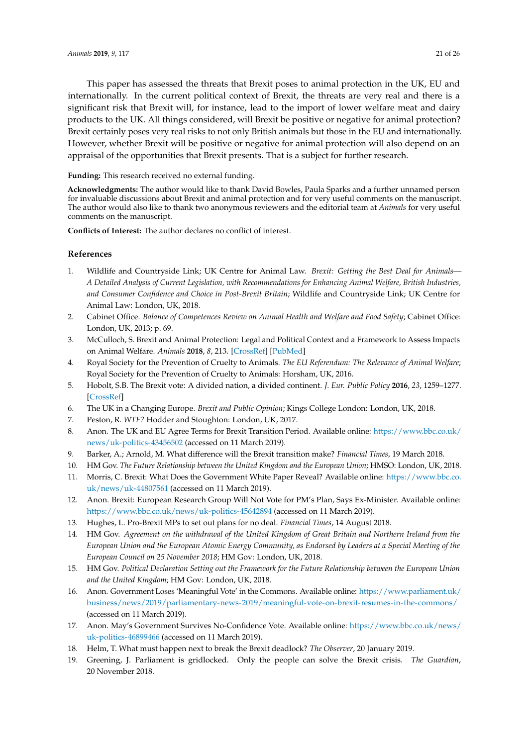This paper has assessed the threats that Brexit poses to animal protection in the UK, EU and internationally. In the current political context of Brexit, the threats are very real and there is a significant risk that Brexit will, for instance, lead to the import of lower welfare meat and dairy products to the UK. All things considered, will Brexit be positive or negative for animal protection? Brexit certainly poses very real risks to not only British animals but those in the EU and internationally. However, whether Brexit will be positive or negative for animal protection will also depend on an appraisal of the opportunities that Brexit presents. That is a subject for further research.

**Funding:** This research received no external funding.

**Acknowledgments:** The author would like to thank David Bowles, Paula Sparks and a further unnamed person for invaluable discussions about Brexit and animal protection and for very useful comments on the manuscript. The author would also like to thank two anonymous reviewers and the editorial team at *Animals* for very useful comments on the manuscript.

**Conflicts of Interest:** The author declares no conflict of interest.

## References

1. Wildlife and Countryside Link; UK Centre for Animal Law. *Brexit: Getting the Best Deal for Animals—A Detailed Analysis of Current Legislation, with Recommendations for Enhancing Animal Welfare, British Industries, and Consumer Confidence and Choice in Post-Brexit Britain*; Wildlife and Countryside Link; UK Centre for Animal Law: London, UK, 2018.
2. Cabinet Office. *Balance of Competences Review on Animal Health and Welfare and Food Safety*; Cabinet Office: London, UK, 2013; p. 69.
3. McCulloch, S. Brexit and Animal Protection: Legal and Political Context and a Framework to Assess Impacts on Animal Welfare. *Animals* **2018**, *8*, 213. [CrossRef] [PubMed]
4. Royal Society for the Prevention of Cruelty to Animals. *The EU Referendum: The Relevance of Animal Welfare*; Royal Society for the Prevention of Cruelty to Animals: Horsham, UK, 2016.
5. Hobolt, S.B. The Brexit vote: A divided nation, a divided continent. *J. Eur. Public Policy* **2016**, *23*, 1259–1277. [CrossRef]
6. The UK in a Changing Europe. *Brexit and Public Opinion*; Kings College London: London, UK, 2018.
7. Peston, R. *WTF?* Hodder and Stoughton: London, UK, 2017.
8. Anon. The UK and EU Agree Terms for Brexit Transition Period. Available online: https://www.bbc.co.uk/news/uk-politics-43456502 (accessed on 11 March 2019).
9. Barker, A.; Arnold, M. What difference will the Brexit transition make? *Financial Times*, 19 March 2018.
10. HM Gov. *The Future Relationship between the United Kingdom and the European Union*; HMSO: London, UK, 2018.
11. Morris, C. Brexit: What Does the Government White Paper Reveal? Available online: https://www.bbc.co.uk/news/uk-44807561 (accessed on 11 March 2019).
12. Anon. Brexit: European Research Group Will Not Vote for PM's Plan, Says Ex-Minister. Available online: https://www.bbc.co.uk/news/uk-politics-45642894 (accessed on 11 March 2019).
13. Hughes, L. Pro-Brexit MPs to set out plans for no deal. *Financial Times*, 14 August 2018.
14. HM Gov. *Agreement on the withdrawal of the United Kingdom of Great Britain and Northern Ireland from the European Union and the European Atomic Energy Community, as Endorsed by Leaders at a Special Meeting of the European Council on 25 November 2018*; HM Gov: London, UK, 2018.
15. HM Gov. *Political Declaration Setting out the Framework for the Future Relationship between the European Union and the United Kingdom*; HM Gov: London, UK, 2018.
16. Anon. Government Loses 'Meaningful Vote' in the Commons. Available online: https://www.parliament.uk/business/news/2019/parliamentary-news-2019/meaningful-vote-on-brexit-resumes-in-the-commons/ (accessed on 11 March 2019).
17. Anon. May's Government Survives No-Confidence Vote. Available online: https://www.bbc.co.uk/news/uk-politics-46899466 (accessed on 11 March 2019).
18. Helm, T. What must happen next to break the Brexit deadlock? *The Observer*, 20 January 2019.
19. Greening, J. Parliament is gridlocked. Only the people can solve the Brexit crisis. *The Guardian*, 20 November 2018.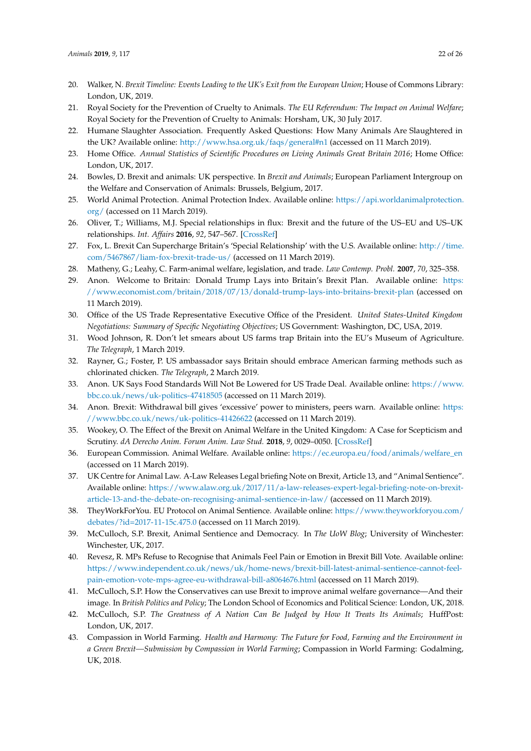20. Walker, N. *Brexit Timeline: Events Leading to the UK's Exit from the European Union*; House of Commons Library: London, UK, 2019.
21. Royal Society for the Prevention of Cruelty to Animals. *The EU Referendum: The Impact on Animal Welfare*; Royal Society for the Prevention of Cruelty to Animals: Horsham, UK, 30 July 2017.
22. Humane Slaughter Association. Frequently Asked Questions: How Many Animals Are Slaughtered in the UK? Available online: http://www.hsa.org.uk/faqs/general#n1 (accessed on 11 March 2019).
23. Home Office. *Annual Statistics of Scientific Procedures on Living Animals Great Britain 2016*; Home Office: London, UK, 2017.
24. Bowles, D. Brexit and animals: UK perspective. In *Brexit and Animals*; European Parliament Intergroup on the Welfare and Conservation of Animals: Brussels, Belgium, 2017.
25. World Animal Protection. Animal Protection Index. Available online: https://api.worldanimalprotection.org/ (accessed on 11 March 2019).
26. Oliver, T.; Williams, M.J. Special relationships in flux: Brexit and the future of the US–EU and US–UK relationships. *Int. Affairs* **2016**, *92*, 547–567. [CrossRef]
27. Fox, L. Brexit Can Supercharge Britain's 'Special Relationship' with the U.S. Available online: http://time.com/5467867/liam-fox-brexit-trade-us/ (accessed on 11 March 2019).
28. Matheny, G.; Leahy, C. Farm-animal welfare, legislation, and trade. *Law Contemp. Probl.* **2007**, *70*, 325–358.
29. Anon. Welcome to Britain: Donald Trump Lays into Britain's Brexit Plan. Available online: https://www.economist.com/britain/2018/07/13/donald-trump-lays-into-britains-brexit-plan (accessed on 11 March 2019).
30. Office of the US Trade Representative Executive Office of the President. *United States-United Kingdom Negotiations: Summary of Specific Negotiating Objectives*; US Government: Washington, DC, USA, 2019.
31. Wood Johnson, R. Don't let smears about US farms trap Britain into the EU's Museum of Agriculture. *The Telegraph*, 1 March 2019.
32. Rayner, G.; Foster, P. US ambassador says Britain should embrace American farming methods such as chlorinated chicken. *The Telegraph*, 2 March 2019.
33. Anon. UK Says Food Standards Will Not Be Lowered for US Trade Deal. Available online: https://www.bbc.co.uk/news/uk-politics-47418505 (accessed on 11 March 2019).
34. Anon. Brexit: Withdrawal bill gives 'excessive' power to ministers, peers warn. Available online: https://www.bbc.co.uk/news/uk-politics-41426622 (accessed on 11 March 2019).
35. Wookey, O. The Effect of the Brexit on Animal Welfare in the United Kingdom: A Case for Scepticism and Scrutiny. *dA Derecho Anim. Forum Anim. Law Stud.* **2018**, *9*, 0029–0050. [CrossRef]
36. European Commission. Animal Welfare. Available online: https://ec.europa.eu/food/animals/welfare_en (accessed on 11 March 2019).
37. UK Centre for Animal Law. A-Law Releases Legal briefing Note on Brexit, Article 13, and "Animal Sentience". Available online: https://www.alaw.org.uk/2017/11/a-law-releases-expert-legal-briefing-note-on-brexit-article-13-and-the-debate-on-recognising-animal-sentience-in-law/ (accessed on 11 March 2019).
38. TheyWorkForYou. EU Protocol on Animal Sentience. Available online: https://www.theyworkforyou.com/debates/?id=2017-11-15c.475.0 (accessed on 11 March 2019).
39. McCulloch, S.P. Brexit, Animal Sentience and Democracy. In *The UoW Blog*; University of Winchester: Winchester, UK, 2017.
40. Revesz, R. MPs Refuse to Recognise that Animals Feel Pain or Emotion in Brexit Bill Vote. Available online: https://www.independent.co.uk/news/uk/home-news/brexit-bill-latest-animal-sentience-cannot-feel-pain-emotion-vote-mps-agree-eu-withdrawal-bill-a8064676.html (accessed on 11 March 2019).
41. McCulloch, S.P. How the Conservatives can use Brexit to improve animal welfare governance—And their image. In *British Politics and Policy*; The London School of Economics and Political Science: London, UK, 2018.
42. McCulloch, S.P. *The Greatness of A Nation Can Be Judged by How It Treats Its Animals*; HuffPost: London, UK, 2017.
43. Compassion in World Farming. *Health and Harmony: The Future for Food, Farming and the Environment in a Green Brexit—Submission by Compassion in World Farming*; Compassion in World Farming: Godalming, UK, 2018.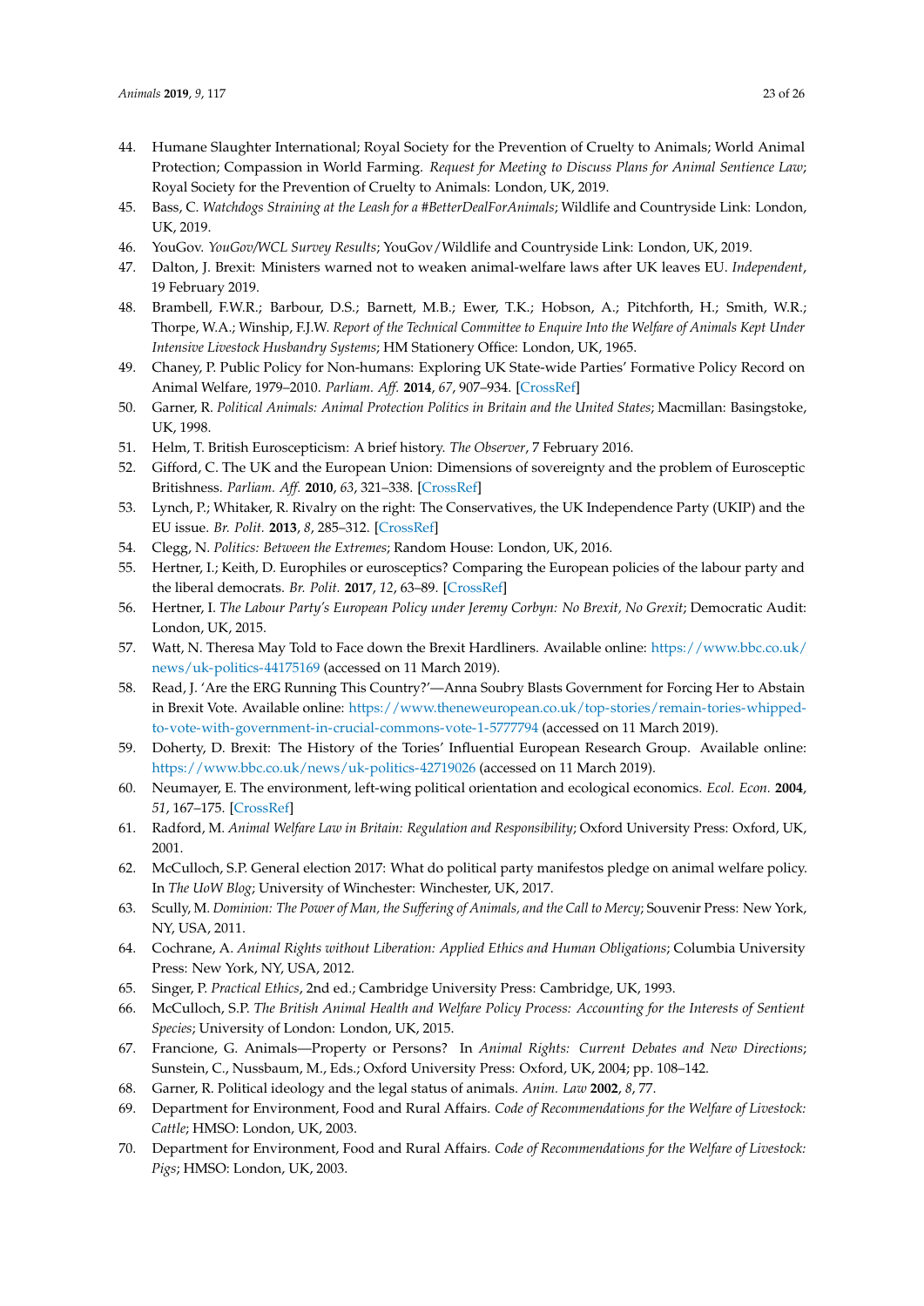44. Humane Slaughter International; Royal Society for the Prevention of Cruelty to Animals; World Animal Protection; Compassion in World Farming. *Request for Meeting to Discuss Plans for Animal Sentience Law*; Royal Society for the Prevention of Cruelty to Animals: London, UK, 2019.
45. Bass, C. *Watchdogs Straining at the Leash for a #BetterDealForAnimals*; Wildlife and Countryside Link: London, UK, 2019.
46. YouGov. *YouGov/WCL Survey Results*; YouGov/Wildlife and Countryside Link: London, UK, 2019.
47. Dalton, J. Brexit: Ministers warned not to weaken animal-welfare laws after UK leaves EU. *Independent*, 19 February 2019.
48. Brambell, F.W.R.; Barbour, D.S.; Barnett, M.B.; Ewer, T.K.; Hobson, A.; Pitchforth, H.; Smith, W.R.; Thorpe, W.A.; Winship, F.J.W. *Report of the Technical Committee to Enquire Into the Welfare of Animals Kept Under Intensive Livestock Husbandry Systems*; HM Stationery Office: London, UK, 1965.
49. Chaney, P. Public Policy for Non-humans: Exploring UK State-wide Parties' Formative Policy Record on Animal Welfare, 1979–2010. *Parliam. Aff.* **2014**, *67*, 907–934. [CrossRef]
50. Garner, R. *Political Animals: Animal Protection Politics in Britain and the United States*; Macmillan: Basingstoke, UK, 1998.
51. Helm, T. British Euroscepticism: A brief history. *The Observer*, 7 February 2016.
52. Gifford, C. The UK and the European Union: Dimensions of sovereignty and the problem of Eurosceptic Britishness. *Parliam. Aff.* **2010**, *63*, 321–338. [CrossRef]
53. Lynch, P.; Whitaker, R. Rivalry on the right: The Conservatives, the UK Independence Party (UKIP) and the EU issue. *Br. Polit.* **2013**, *8*, 285–312. [CrossRef]
54. Clegg, N. *Politics: Between the Extremes*; Random House: London, UK, 2016.
55. Hertner, I.; Keith, D. Europhiles or eurosceptics? Comparing the European policies of the labour party and the liberal democrats. *Br. Polit.* **2017**, *12*, 63–89. [CrossRef]
56. Hertner, I. *The Labour Party's European Policy under Jeremy Corbyn: No Brexit, No Grexit*; Democratic Audit: London, UK, 2015.
57. Watt, N. Theresa May Told to Face down the Brexit Hardliners. Available online: https://www.bbc.co.uk/news/uk-politics-44175169 (accessed on 11 March 2019).
58. Read, J. 'Are the ERG Running This Country?'—Anna Soubry Blasts Government for Forcing Her to Abstain in Brexit Vote. Available online: https://www.theneweuropean.co.uk/top-stories/remain-tories-whipped-to-vote-with-government-in-crucial-commons-vote-1-5777794 (accessed on 11 March 2019).
59. Doherty, D. Brexit: The History of the Tories' Influential European Research Group. Available online: https://www.bbc.co.uk/news/uk-politics-42719026 (accessed on 11 March 2019).
60. Neumayer, E. The environment, left-wing political orientation and ecological economics. *Ecol. Econ.* **2004**, *51*, 167–175. [CrossRef]
61. Radford, M. *Animal Welfare Law in Britain: Regulation and Responsibility*; Oxford University Press: Oxford, UK, 2001.
62. McCulloch, S.P. General election 2017: What do political party manifestos pledge on animal welfare policy. In *The UoW Blog*; University of Winchester: Winchester, UK, 2017.
63. Scully, M. *Dominion: The Power of Man, the Suffering of Animals, and the Call to Mercy*; Souvenir Press: New York, NY, USA, 2011.
64. Cochrane, A. *Animal Rights without Liberation: Applied Ethics and Human Obligations*; Columbia University Press: New York, NY, USA, 2012.
65. Singer, P. *Practical Ethics*, 2nd ed.; Cambridge University Press: Cambridge, UK, 1993.
66. McCulloch, S.P. *The British Animal Health and Welfare Policy Process: Accounting for the Interests of Sentient Species*; University of London: London, UK, 2015.
67. Francione, G. Animals—Property or Persons? In *Animal Rights: Current Debates and New Directions*; Sunstein, C., Nussbaum, M., Eds.; Oxford University Press: Oxford, UK, 2004; pp. 108–142.
68. Garner, R. Political ideology and the legal status of animals. *Anim. Law* **2002**, *8*, 77.
69. Department for Environment, Food and Rural Affairs. *Code of Recommendations for the Welfare of Livestock: Cattle*; HMSO: London, UK, 2003.
70. Department for Environment, Food and Rural Affairs. *Code of Recommendations for the Welfare of Livestock: Pigs*; HMSO: London, UK, 2003.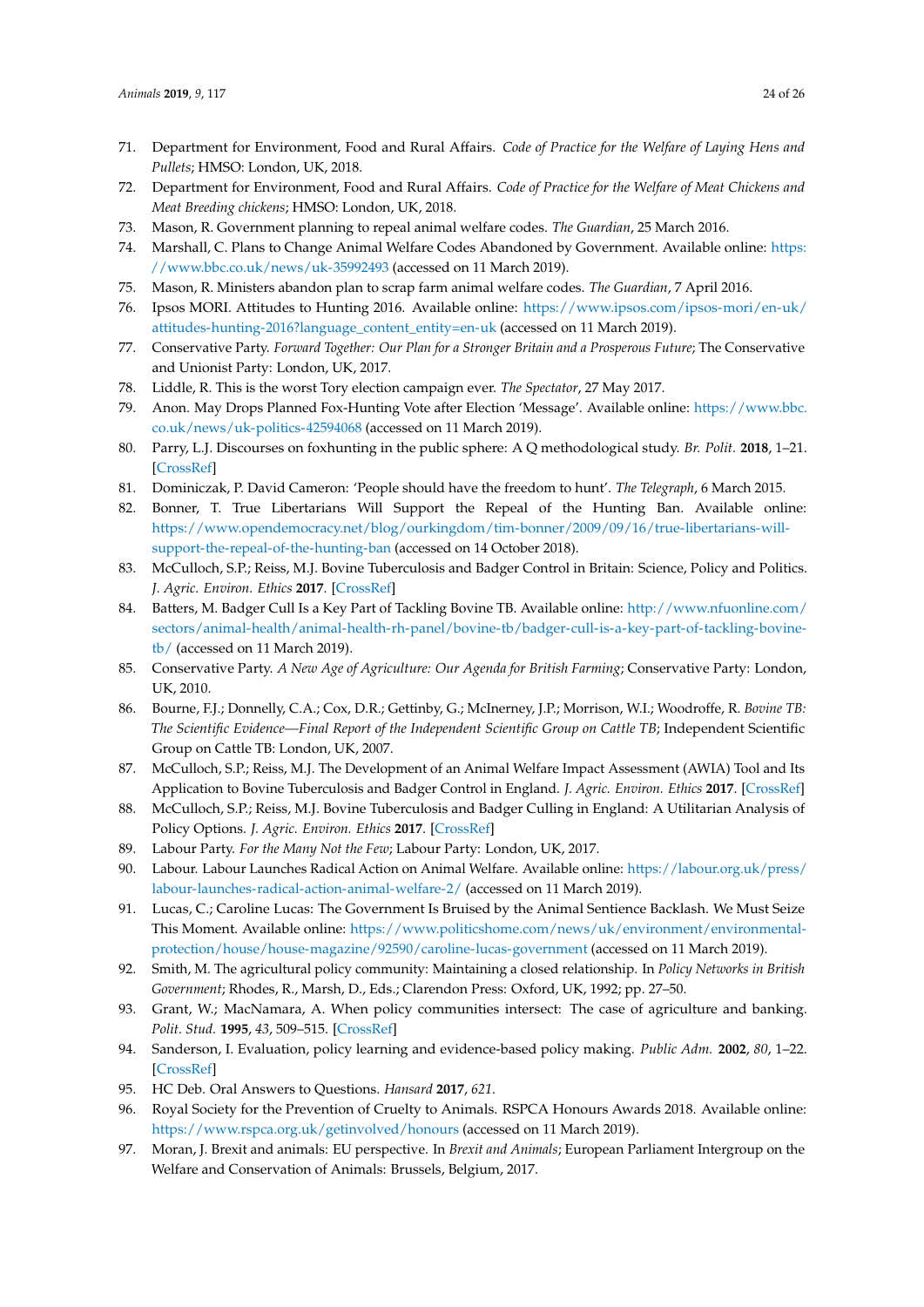71. Department for Environment, Food and Rural Affairs. *Code of Practice for the Welfare of Laying Hens and Pullets*; HMSO: London, UK, 2018.
72. Department for Environment, Food and Rural Affairs. *Code of Practice for the Welfare of Meat Chickens and Meat Breeding chickens*; HMSO: London, UK, 2018.
73. Mason, R. Government planning to repeal animal welfare codes. *The Guardian*, 25 March 2016.
74. Marshall, C. Plans to Change Animal Welfare Codes Abandoned by Government. Available online: https://www.bbc.co.uk/news/uk-35992493 (accessed on 11 March 2019).
75. Mason, R. Ministers abandon plan to scrap farm animal welfare codes. *The Guardian*, 7 April 2016.
76. Ipsos MORI. Attitudes to Hunting 2016. Available online: https://www.ipsos.com/ipsos-mori/en-uk/attitudes-hunting-2016?language_content_entity=en-uk (accessed on 11 March 2019).
77. Conservative Party. *Forward Together: Our Plan for a Stronger Britain and a Prosperous Future*; The Conservative and Unionist Party: London, UK, 2017.
78. Liddle, R. This is the worst Tory election campaign ever. *The Spectator*, 27 May 2017.
79. Anon. May Drops Planned Fox-Hunting Vote after Election 'Message'. Available online: https://www.bbc.co.uk/news/uk-politics-42594068 (accessed on 11 March 2019).
80. Parry, L.J. Discourses on foxhunting in the public sphere: A Q methodological study. *Br. Polit.* **2018**, 1–21. [CrossRef]
81. Dominiczak, P. David Cameron: 'People should have the freedom to hunt'. *The Telegraph*, 6 March 2015.
82. Bonner, T. True Libertarians Will Support the Repeal of the Hunting Ban. Available online: https://www.opendemocracy.net/blog/ourkingdom/tim-bonner/2009/09/16/true-libertarians-will-support-the-repeal-of-the-hunting-ban (accessed on 14 October 2018).
83. McCulloch, S.P.; Reiss, M.J. Bovine Tuberculosis and Badger Control in Britain: Science, Policy and Politics. *J. Agric. Environ. Ethics* **2017**. [CrossRef]
84. Batters, M. Badger Cull Is a Key Part of Tackling Bovine TB. Available online: http://www.nfuonline.com/sectors/animal-health/animal-health-rh-panel/bovine-tb/badger-cull-is-a-key-part-of-tackling-bovine-tb/ (accessed on 11 March 2019).
85. Conservative Party. *A New Age of Agriculture: Our Agenda for British Farming*; Conservative Party: London, UK, 2010.
86. Bourne, F.J.; Donnelly, C.A.; Cox, D.R.; Gettinby, G.; McInerney, J.P.; Morrison, W.I.; Woodroffe, R. *Bovine TB: The Scientific Evidence—Final Report of the Independent Scientific Group on Cattle TB*; Independent Scientific Group on Cattle TB: London, UK, 2007.
87. McCulloch, S.P.; Reiss, M.J. The Development of an Animal Welfare Impact Assessment (AWIA) Tool and Its Application to Bovine Tuberculosis and Badger Control in England. *J. Agric. Environ. Ethics* **2017**. [CrossRef]
88. McCulloch, S.P.; Reiss, M.J. Bovine Tuberculosis and Badger Culling in England: A Utilitarian Analysis of Policy Options. *J. Agric. Environ. Ethics* **2017**. [CrossRef]
89. Labour Party. *For the Many Not the Few*; Labour Party: London, UK, 2017.
90. Labour. Labour Launches Radical Action on Animal Welfare. Available online: https://labour.org.uk/press/labour-launches-radical-action-animal-welfare-2/ (accessed on 11 March 2019).
91. Lucas, C.; Caroline Lucas: The Government Is Bruised by the Animal Sentience Backlash. We Must Seize This Moment. Available online: https://www.politicshome.com/news/uk/environment/environmental-protection/house/house-magazine/92590/caroline-lucas-government (accessed on 11 March 2019).
92. Smith, M. The agricultural policy community: Maintaining a closed relationship. In *Policy Networks in British Government*; Rhodes, R., Marsh, D., Eds.; Clarendon Press: Oxford, UK, 1992; pp. 27–50.
93. Grant, W.; MacNamara, A. When policy communities intersect: The case of agriculture and banking. *Polit. Stud.* **1995**, *43*, 509–515. [CrossRef]
94. Sanderson, I. Evaluation, policy learning and evidence-based policy making. *Public Adm.* **2002**, *80*, 1–22. [CrossRef]
95. HC Deb. Oral Answers to Questions. *Hansard* **2017**, *621*.
96. Royal Society for the Prevention of Cruelty to Animals. RSPCA Honours Awards 2018. Available online: https://www.rspca.org.uk/getinvolved/honours (accessed on 11 March 2019).
97. Moran, J. Brexit and animals: EU perspective. In *Brexit and Animals*; European Parliament Intergroup on the Welfare and Conservation of Animals: Brussels, Belgium, 2017.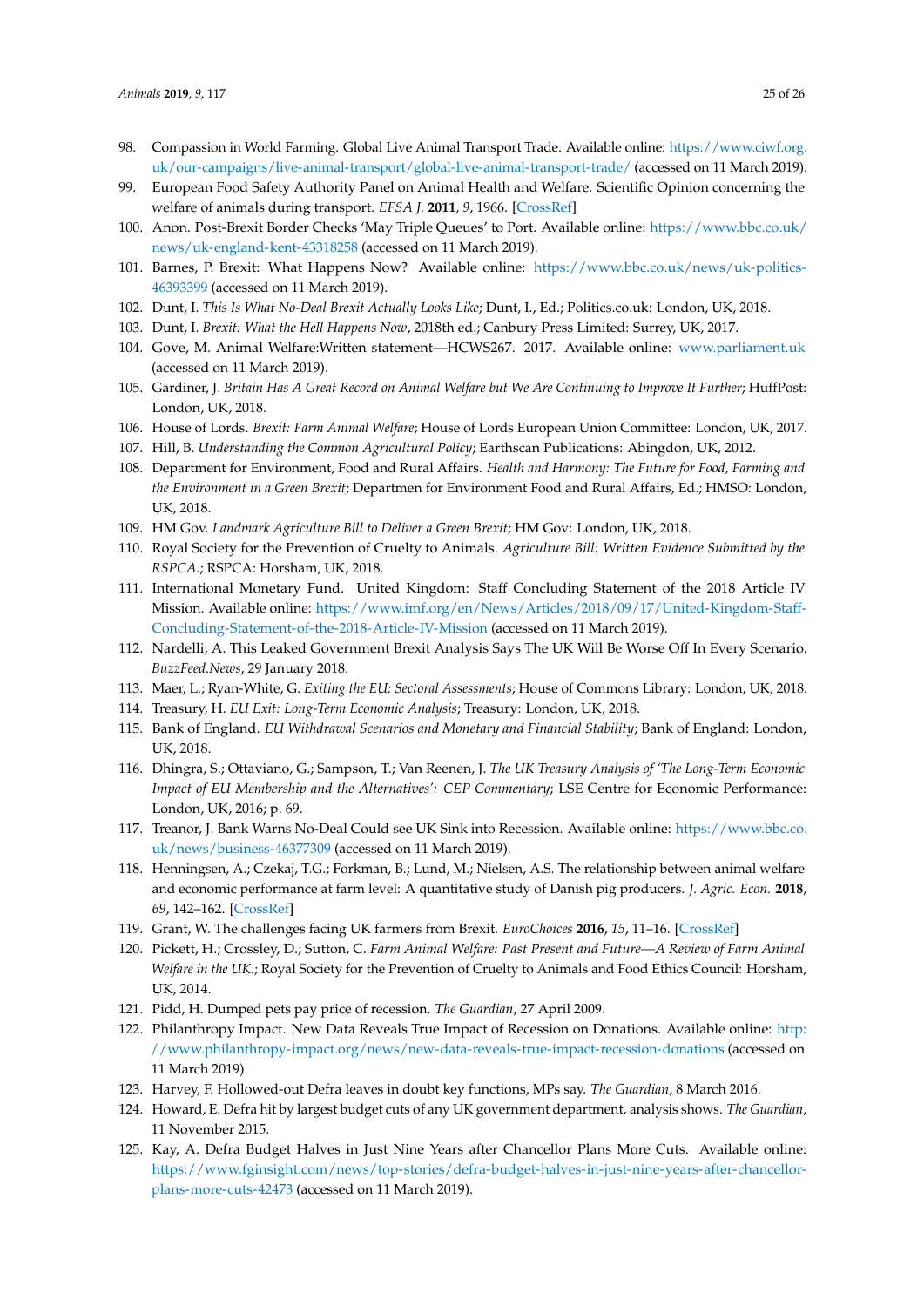98. Compassion in World Farming. Global Live Animal Transport Trade. Available online: https://www.ciwf.org.uk/our-campaigns/live-animal-transport/global-live-animal-transport-trade/ (accessed on 11 March 2019).
99. European Food Safety Authority Panel on Animal Health and Welfare. Scientific Opinion concerning the welfare of animals during transport. *EFSA J.* **2011**, *9*, 1966. [CrossRef]
100. Anon. Post-Brexit Border Checks 'May Triple Queues' to Port. Available online: https://www.bbc.co.uk/news/uk-england-kent-43318258 (accessed on 11 March 2019).
101. Barnes, P. Brexit: What Happens Now? Available online: https://www.bbc.co.uk/news/uk-politics-46393399 (accessed on 11 March 2019).
102. Dunt, I. *This Is What No-Deal Brexit Actually Looks Like*; Dunt, I., Ed.; Politics.co.uk: London, UK, 2018.
103. Dunt, I. *Brexit: What the Hell Happens Now*, 2018th ed.; Canbury Press Limited: Surrey, UK, 2017.
104. Gove, M. Animal Welfare:Written statement—HCWS267. 2017. Available online: www.parliament.uk (accessed on 11 March 2019).
105. Gardiner, J. *Britain Has A Great Record on Animal Welfare but We Are Continuing to Improve It Further*; HuffPost: London, UK, 2018.
106. House of Lords. *Brexit: Farm Animal Welfare*; House of Lords European Union Committee: London, UK, 2017.
107. Hill, B. *Understanding the Common Agricultural Policy*; Earthscan Publications: Abingdon, UK, 2012.
108. Department for Environment, Food and Rural Affairs. *Health and Harmony: The Future for Food, Farming and the Environment in a Green Brexit*; Departmen for Environment Food and Rural Affairs, Ed.; HMSO: London, UK, 2018.
109. HM Gov. *Landmark Agriculture Bill to Deliver a Green Brexit*; HM Gov: London, UK, 2018.
110. Royal Society for the Prevention of Cruelty to Animals. *Agriculture Bill: Written Evidence Submitted by the RSPCA.*; RSPCA: Horsham, UK, 2018.
111. International Monetary Fund. United Kingdom: Staff Concluding Statement of the 2018 Article IV Mission. Available online: https://www.imf.org/en/News/Articles/2018/09/17/United-Kingdom-Staff-Concluding-Statement-of-the-2018-Article-IV-Mission (accessed on 11 March 2019).
112. Nardelli, A. This Leaked Government Brexit Analysis Says The UK Will Be Worse Off In Every Scenario. *BuzzFeed.News*, 29 January 2018.
113. Maer, L.; Ryan-White, G. *Exiting the EU: Sectoral Assessments*; House of Commons Library: London, UK, 2018.
114. Treasury, H. *EU Exit: Long-Term Economic Analysis*; Treasury: London, UK, 2018.
115. Bank of England. *EU Withdrawal Scenarios and Monetary and Financial Stability*; Bank of England: London, UK, 2018.
116. Dhingra, S.; Ottaviano, G.; Sampson, T.; Van Reenen, J. *The UK Treasury Analysis of 'The Long-Term Economic Impact of EU Membership and the Alternatives': CEP Commentary*; LSE Centre for Economic Performance: London, UK, 2016; p. 69.
117. Treanor, J. Bank Warns No-Deal Could see UK Sink into Recession. Available online: https://www.bbc.co.uk/news/business-46377309 (accessed on 11 March 2019).
118. Henningsen, A.; Czekaj, T.G.; Forkman, B.; Lund, M.; Nielsen, A.S. The relationship between animal welfare and economic performance at farm level: A quantitative study of Danish pig producers. *J. Agric. Econ.* **2018**, *69*, 142–162. [CrossRef]
119. Grant, W. The challenges facing UK farmers from Brexit. *EuroChoices* **2016**, *15*, 11–16. [CrossRef]
120. Pickett, H.; Crossley, D.; Sutton, C. *Farm Animal Welfare: Past Present and Future—A Review of Farm Animal Welfare in the UK.*; Royal Society for the Prevention of Cruelty to Animals and Food Ethics Council: Horsham, UK, 2014.
121. Pidd, H. Dumped pets pay price of recession. *The Guardian*, 27 April 2009.
122. Philanthropy Impact. New Data Reveals True Impact of Recession on Donations. Available online: http://www.philanthropy-impact.org/news/new-data-reveals-true-impact-recession-donations (accessed on 11 March 2019).
123. Harvey, F. Hollowed-out Defra leaves in doubt key functions, MPs say. *The Guardian*, 8 March 2016.
124. Howard, E. Defra hit by largest budget cuts of any UK government department, analysis shows. *The Guardian*, 11 November 2015.
125. Kay, A. Defra Budget Halves in Just Nine Years after Chancellor Plans More Cuts. Available online: https://www.fginsight.com/news/top-stories/defra-budget-halves-in-just-nine-years-after-chancellor-plans-more-cuts-42473 (accessed on 11 March 2019).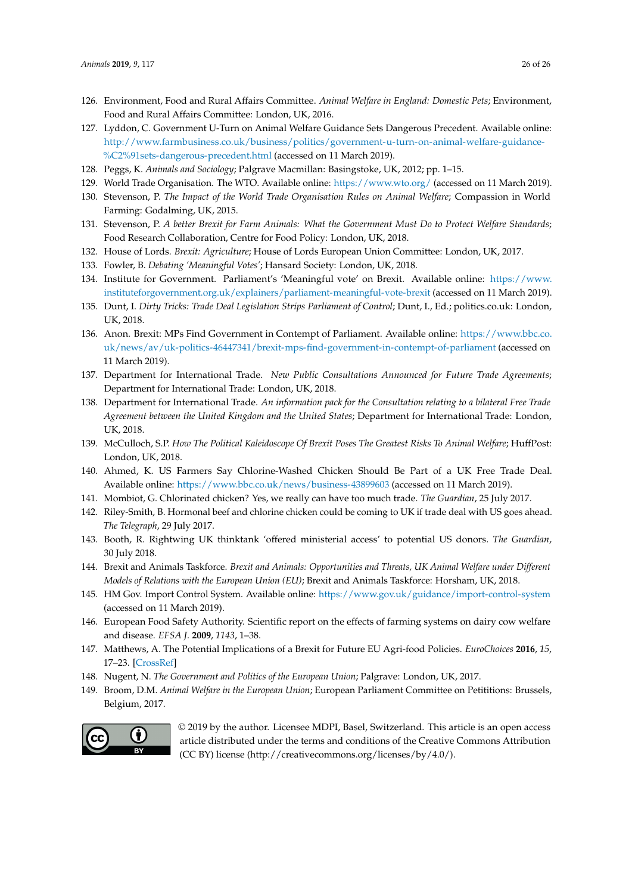126. Environment, Food and Rural Affairs Committee. *Animal Welfare in England: Domestic Pets*; Environment, Food and Rural Affairs Committee: London, UK, 2016.
127. Lyddon, C. Government U-Turn on Animal Welfare Guidance Sets Dangerous Precedent. Available online: http://www.farmbusiness.co.uk/business/politics/government-u-turn-on-animal-welfare-guidance-%C2%91sets-dangerous-precedent.html (accessed on 11 March 2019).
128. Peggs, K. *Animals and Sociology*; Palgrave Macmillan: Basingstoke, UK, 2012; pp. 1–15.
129. World Trade Organisation. The WTO. Available online: https://www.wto.org/ (accessed on 11 March 2019).
130. Stevenson, P. *The Impact of the World Trade Organisation Rules on Animal Welfare*; Compassion in World Farming: Godalming, UK, 2015.
131. Stevenson, P. *A better Brexit for Farm Animals: What the Government Must Do to Protect Welfare Standards*; Food Research Collaboration, Centre for Food Policy: London, UK, 2018.
132. House of Lords. *Brexit: Agriculture*; House of Lords European Union Committee: London, UK, 2017.
133. Fowler, B. *Debating 'Meaningful Votes'*; Hansard Society: London, UK, 2018.
134. Institute for Government. Parliament's 'Meaningful vote' on Brexit. Available online: https://www.instituteforgovernment.org.uk/explainers/parliament-meaningful-vote-brexit (accessed on 11 March 2019).
135. Dunt, I. *Dirty Tricks: Trade Deal Legislation Strips Parliament of Control*; Dunt, I., Ed.; politics.co.uk: London, UK, 2018.
136. Anon. Brexit: MPs Find Government in Contempt of Parliament. Available online: https://www.bbc.co.uk/news/av/uk-politics-46447341/brexit-mps-find-government-in-contempt-of-parliament (accessed on 11 March 2019).
137. Department for International Trade. *New Public Consultations Announced for Future Trade Agreements*; Department for International Trade: London, UK, 2018.
138. Department for International Trade. *An information pack for the Consultation relating to a bilateral Free Trade Agreement between the United Kingdom and the United States*; Department for International Trade: London, UK, 2018.
139. McCulloch, S.P. *How The Political Kaleidoscope Of Brexit Poses The Greatest Risks To Animal Welfare*; HuffPost: London, UK, 2018.
140. Ahmed, K. US Farmers Say Chlorine-Washed Chicken Should Be Part of a UK Free Trade Deal. Available online: https://www.bbc.co.uk/news/business-43899603 (accessed on 11 March 2019).
141. Mombiot, G. Chlorinated chicken? Yes, we really can have too much trade. *The Guardian*, 25 July 2017.
142. Riley-Smith, B. Hormonal beef and chlorine chicken could be coming to UK if trade deal with US goes ahead. *The Telegraph*, 29 July 2017.
143. Booth, R. Rightwing UK thinktank 'offered ministerial access' to potential US donors. *The Guardian*, 30 July 2018.
144. Brexit and Animals Taskforce. *Brexit and Animals: Opportunities and Threats, UK Animal Welfare under Different Models of Relations with the European Union (EU)*; Brexit and Animals Taskforce: Horsham, UK, 2018.
145. HM Gov. Import Control System. Available online: https://www.gov.uk/guidance/import-control-system (accessed on 11 March 2019).
146. European Food Safety Authority. Scientific report on the effects of farming systems on dairy cow welfare and disease. *EFSA J.* **2009**, *1143*, 1–38.
147. Matthews, A. The Potential Implications of a Brexit for Future EU Agri-food Policies. *EuroChoices* **2016**, *15*, 17–23. [CrossRef]
148. Nugent, N. *The Government and Politics of the European Union*; Palgrave: London, UK, 2017.
149. Broom, D.M. *Animal Welfare in the European Union*; European Parliament Committee on Petititions: Brussels, Belgium, 2017.

© 2019 by the author. Licensee MDPI, Basel, Switzerland. This article is an open access article distributed under the terms and conditions of the Creative Commons Attribution (CC BY) license (http://creativecommons.org/licenses/by/4.0/).